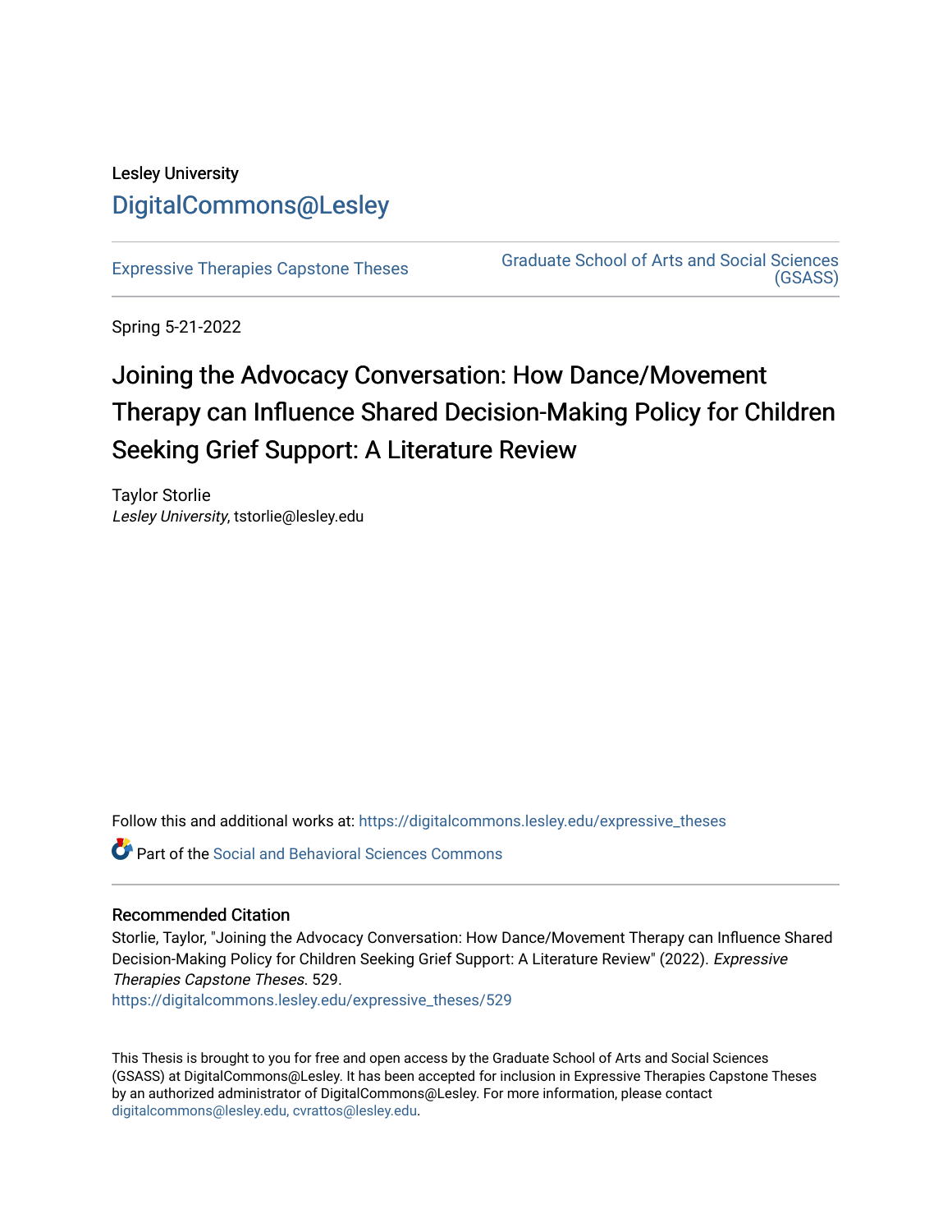Lesley University

DigitalCommons@Lesley

Expressive Therapies Capstone Theses

Graduate School of Arts and Social Sciences (GSASS)

Spring 5-21-2022

# Joining the Advocacy Conversation: How Dance/Movement Therapy can Influence Shared Decision-Making Policy for Children Seeking Grief Support: A Literature Review

Taylor Storlie

*Lesley University*, tstorlie@lesley.edu

Follow this and additional works at: https://digitalcommons.lesley.edu/expressive_theses

Part of the Social and Behavioral Sciences Commons

### Recommended Citation

Storlie, Taylor, "Joining the Advocacy Conversation: How Dance/Movement Therapy can Influence Shared Decision-Making Policy for Children Seeking Grief Support: A Literature Review" (2022). *Expressive Therapies Capstone Theses*. 529.
https://digitalcommons.lesley.edu/expressive_theses/529

This Thesis is brought to you for free and open access by the Graduate School of Arts and Social Sciences (GSASS) at DigitalCommons@Lesley. It has been accepted for inclusion in Expressive Therapies Capstone Theses by an authorized administrator of DigitalCommons@Lesley. For more information, please contact digitalcommons@lesley.edu, cvrattos@lesley.edu.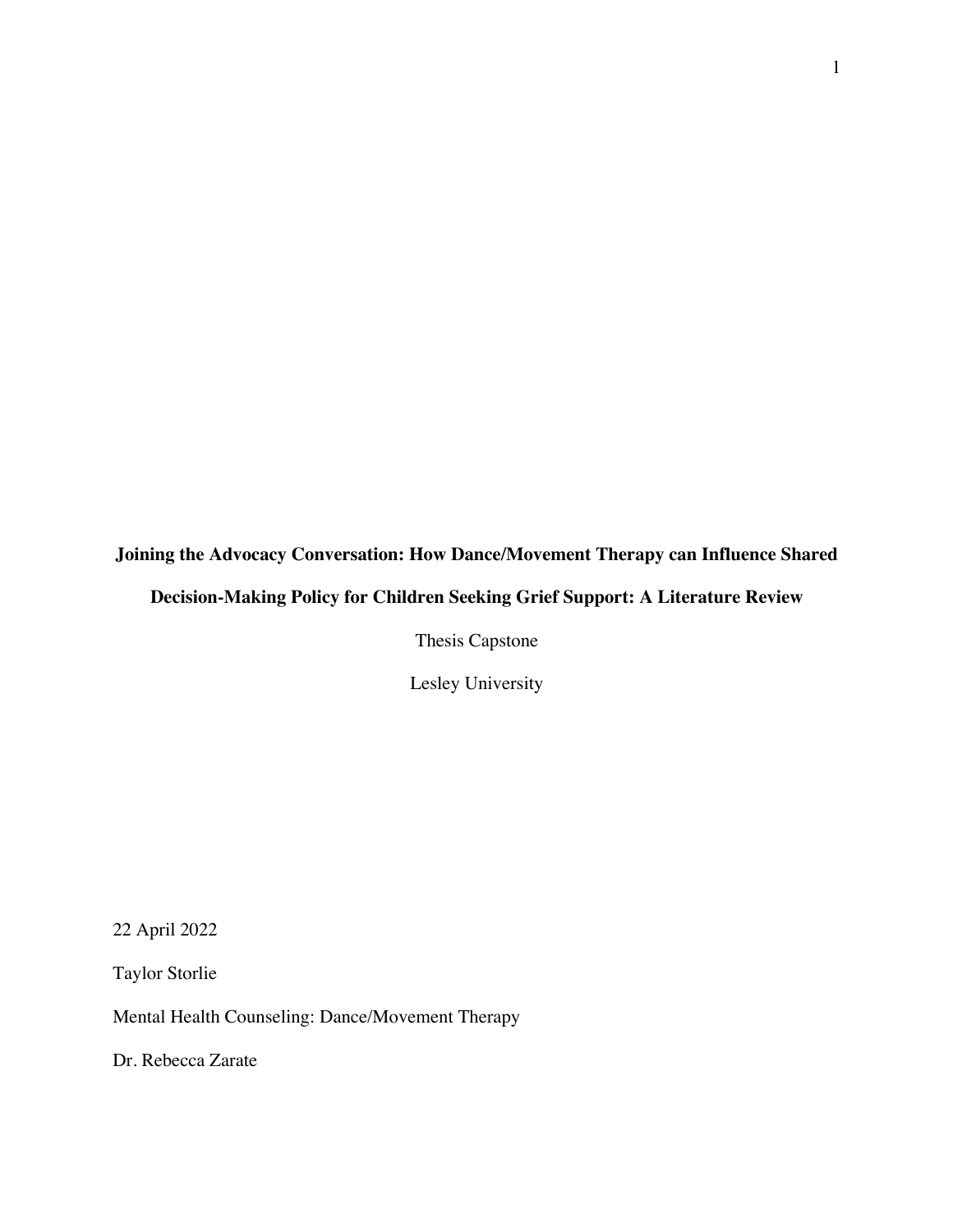**Joining the Advocacy Conversation: How Dance/Movement Therapy can Influence Shared Decision-Making Policy for Children Seeking Grief Support: A Literature Review**

Thesis Capstone

Lesley University

22 April 2022

Taylor Storlie

Mental Health Counseling: Dance/Movement Therapy

Dr. Rebecca Zarate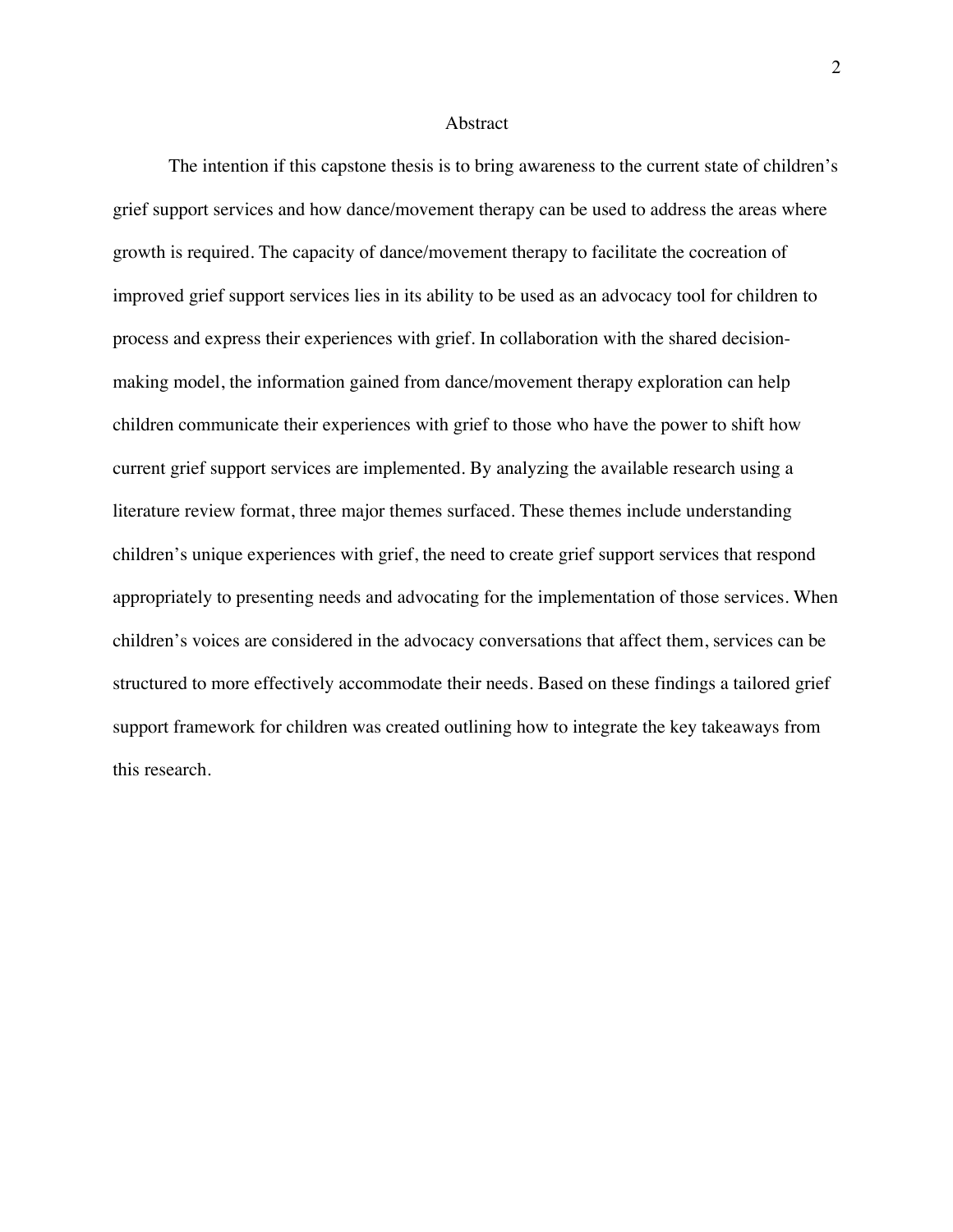# Abstract

The intention if this capstone thesis is to bring awareness to the current state of children's grief support services and how dance/movement therapy can be used to address the areas where growth is required. The capacity of dance/movement therapy to facilitate the cocreation of improved grief support services lies in its ability to be used as an advocacy tool for children to process and express their experiences with grief. In collaboration with the shared decision-making model, the information gained from dance/movement therapy exploration can help children communicate their experiences with grief to those who have the power to shift how current grief support services are implemented. By analyzing the available research using a literature review format, three major themes surfaced. These themes include understanding children's unique experiences with grief, the need to create grief support services that respond appropriately to presenting needs and advocating for the implementation of those services. When children's voices are considered in the advocacy conversations that affect them, services can be structured to more effectively accommodate their needs. Based on these findings a tailored grief support framework for children was created outlining how to integrate the key takeaways from this research.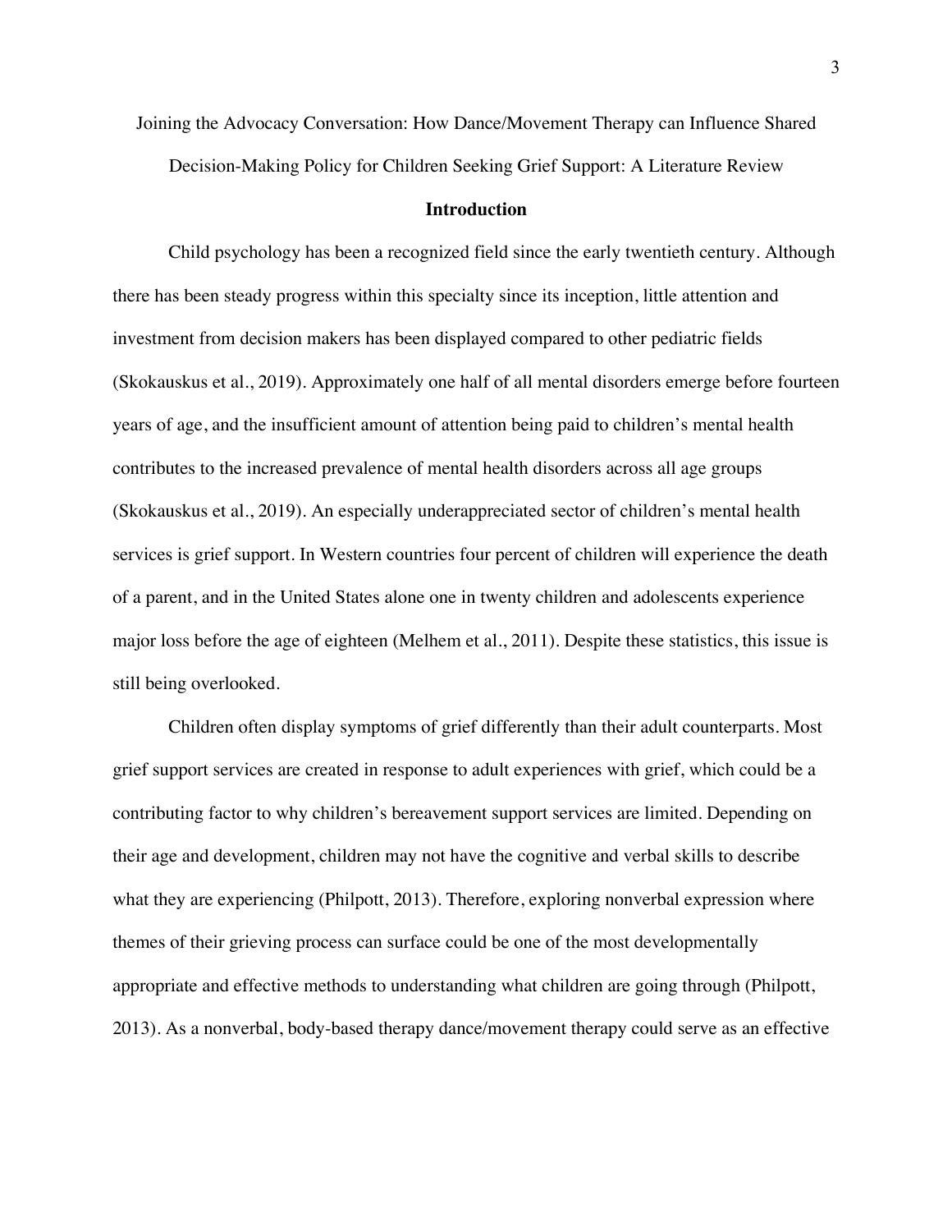Joining the Advocacy Conversation: How Dance/Movement Therapy can Influence Shared Decision-Making Policy for Children Seeking Grief Support: A Literature Review

## Introduction

Child psychology has been a recognized field since the early twentieth century. Although there has been steady progress within this specialty since its inception, little attention and investment from decision makers has been displayed compared to other pediatric fields (Skokauskus et al., 2019). Approximately one half of all mental disorders emerge before fourteen years of age, and the insufficient amount of attention being paid to children's mental health contributes to the increased prevalence of mental health disorders across all age groups (Skokauskus et al., 2019). An especially underappreciated sector of children's mental health services is grief support. In Western countries four percent of children will experience the death of a parent, and in the United States alone one in twenty children and adolescents experience major loss before the age of eighteen (Melhem et al., 2011). Despite these statistics, this issue is still being overlooked.

Children often display symptoms of grief differently than their adult counterparts. Most grief support services are created in response to adult experiences with grief, which could be a contributing factor to why children's bereavement support services are limited. Depending on their age and development, children may not have the cognitive and verbal skills to describe what they are experiencing (Philpott, 2013). Therefore, exploring nonverbal expression where themes of their grieving process can surface could be one of the most developmentally appropriate and effective methods to understanding what children are going through (Philpott, 2013). As a nonverbal, body-based therapy dance/movement therapy could serve as an effective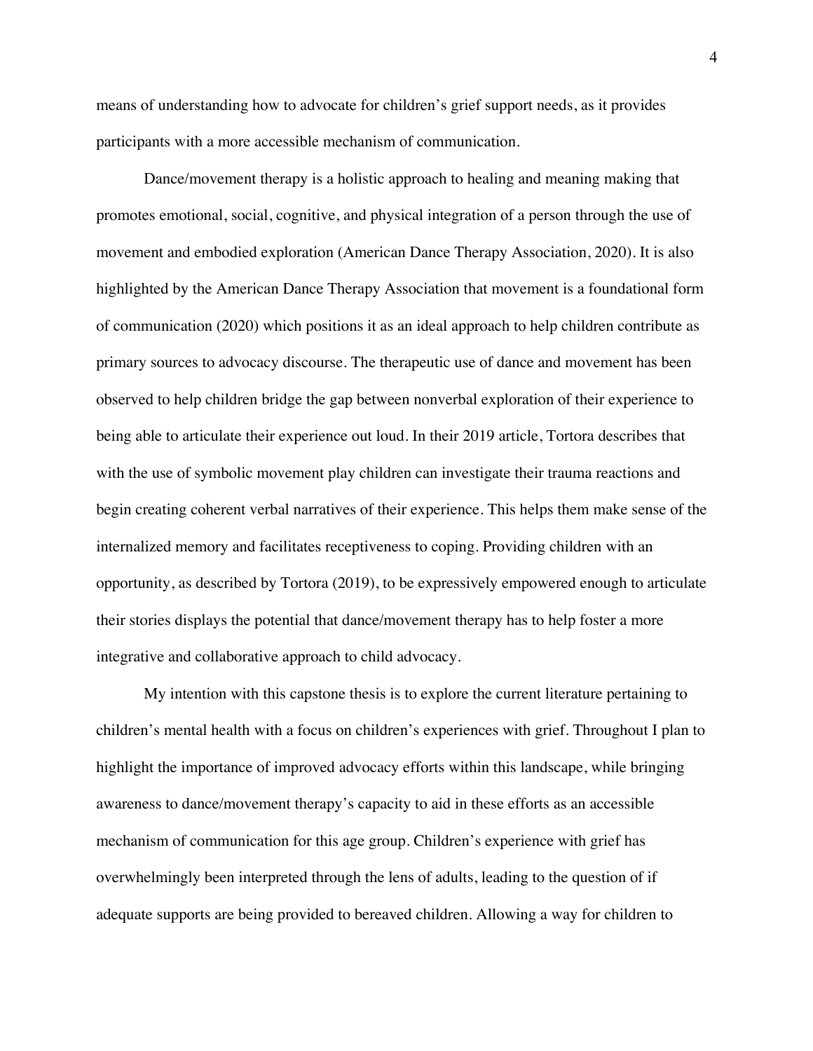means of understanding how to advocate for children's grief support needs, as it provides participants with a more accessible mechanism of communication.

Dance/movement therapy is a holistic approach to healing and meaning making that promotes emotional, social, cognitive, and physical integration of a person through the use of movement and embodied exploration (American Dance Therapy Association, 2020). It is also highlighted by the American Dance Therapy Association that movement is a foundational form of communication (2020) which positions it as an ideal approach to help children contribute as primary sources to advocacy discourse. The therapeutic use of dance and movement has been observed to help children bridge the gap between nonverbal exploration of their experience to being able to articulate their experience out loud. In their 2019 article, Tortora describes that with the use of symbolic movement play children can investigate their trauma reactions and begin creating coherent verbal narratives of their experience. This helps them make sense of the internalized memory and facilitates receptiveness to coping. Providing children with an opportunity, as described by Tortora (2019), to be expressively empowered enough to articulate their stories displays the potential that dance/movement therapy has to help foster a more integrative and collaborative approach to child advocacy.

My intention with this capstone thesis is to explore the current literature pertaining to children's mental health with a focus on children's experiences with grief. Throughout I plan to highlight the importance of improved advocacy efforts within this landscape, while bringing awareness to dance/movement therapy's capacity to aid in these efforts as an accessible mechanism of communication for this age group. Children's experience with grief has overwhelmingly been interpreted through the lens of adults, leading to the question of if adequate supports are being provided to bereaved children. Allowing a way for children to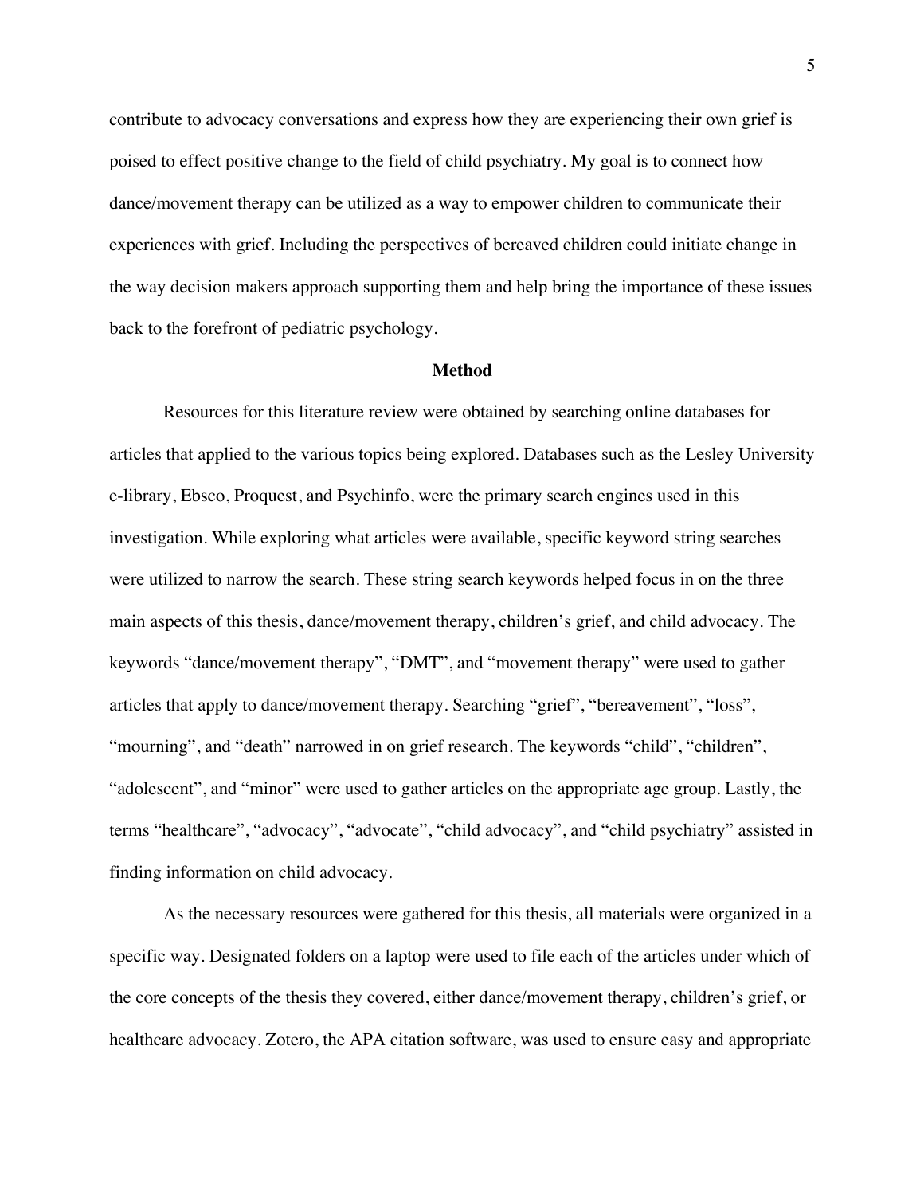contribute to advocacy conversations and express how they are experiencing their own grief is poised to effect positive change to the field of child psychiatry. My goal is to connect how dance/movement therapy can be utilized as a way to empower children to communicate their experiences with grief. Including the perspectives of bereaved children could initiate change in the way decision makers approach supporting them and help bring the importance of these issues back to the forefront of pediatric psychology.

## Method

Resources for this literature review were obtained by searching online databases for articles that applied to the various topics being explored. Databases such as the Lesley University e-library, Ebsco, Proquest, and Psychinfo, were the primary search engines used in this investigation. While exploring what articles were available, specific keyword string searches were utilized to narrow the search. These string search keywords helped focus in on the three main aspects of this thesis, dance/movement therapy, children's grief, and child advocacy. The keywords "dance/movement therapy", "DMT", and "movement therapy" were used to gather articles that apply to dance/movement therapy. Searching "grief", "bereavement", "loss", "mourning", and "death" narrowed in on grief research. The keywords "child", "children", "adolescent", and "minor" were used to gather articles on the appropriate age group. Lastly, the terms "healthcare", "advocacy", "advocate", "child advocacy", and "child psychiatry" assisted in finding information on child advocacy.

As the necessary resources were gathered for this thesis, all materials were organized in a specific way. Designated folders on a laptop were used to file each of the articles under which of the core concepts of the thesis they covered, either dance/movement therapy, children's grief, or healthcare advocacy. Zotero, the APA citation software, was used to ensure easy and appropriate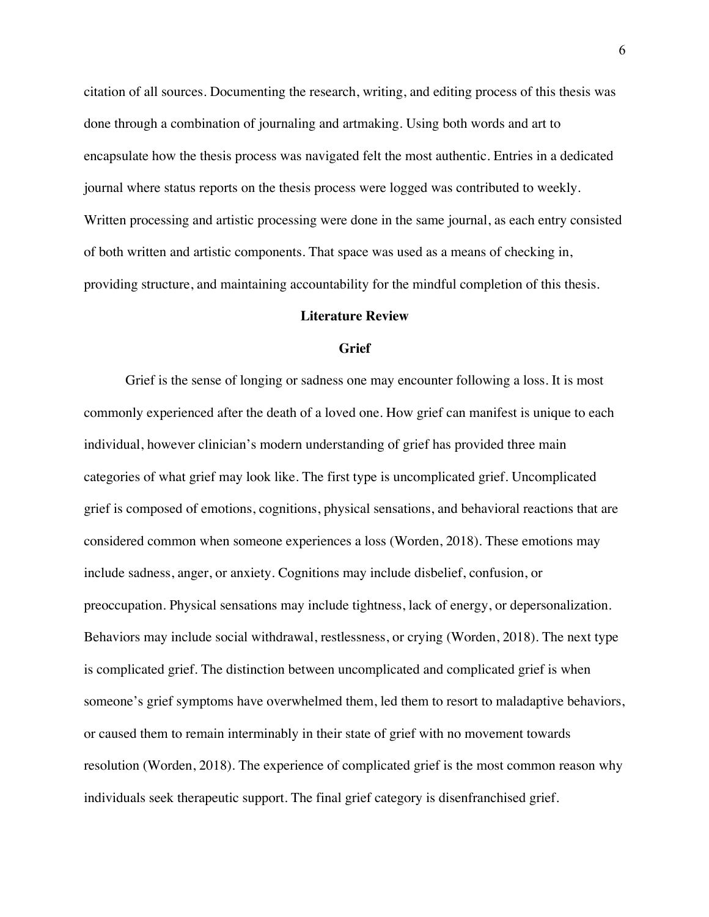citation of all sources. Documenting the research, writing, and editing process of this thesis was done through a combination of journaling and artmaking. Using both words and art to encapsulate how the thesis process was navigated felt the most authentic. Entries in a dedicated journal where status reports on the thesis process were logged was contributed to weekly. Written processing and artistic processing were done in the same journal, as each entry consisted of both written and artistic components. That space was used as a means of checking in, providing structure, and maintaining accountability for the mindful completion of this thesis.

## Literature Review

### Grief

Grief is the sense of longing or sadness one may encounter following a loss. It is most commonly experienced after the death of a loved one. How grief can manifest is unique to each individual, however clinician's modern understanding of grief has provided three main categories of what grief may look like. The first type is uncomplicated grief. Uncomplicated grief is composed of emotions, cognitions, physical sensations, and behavioral reactions that are considered common when someone experiences a loss (Worden, 2018). These emotions may include sadness, anger, or anxiety. Cognitions may include disbelief, confusion, or preoccupation. Physical sensations may include tightness, lack of energy, or depersonalization. Behaviors may include social withdrawal, restlessness, or crying (Worden, 2018). The next type is complicated grief. The distinction between uncomplicated and complicated grief is when someone's grief symptoms have overwhelmed them, led them to resort to maladaptive behaviors, or caused them to remain interminably in their state of grief with no movement towards resolution (Worden, 2018). The experience of complicated grief is the most common reason why individuals seek therapeutic support. The final grief category is disenfranchised grief.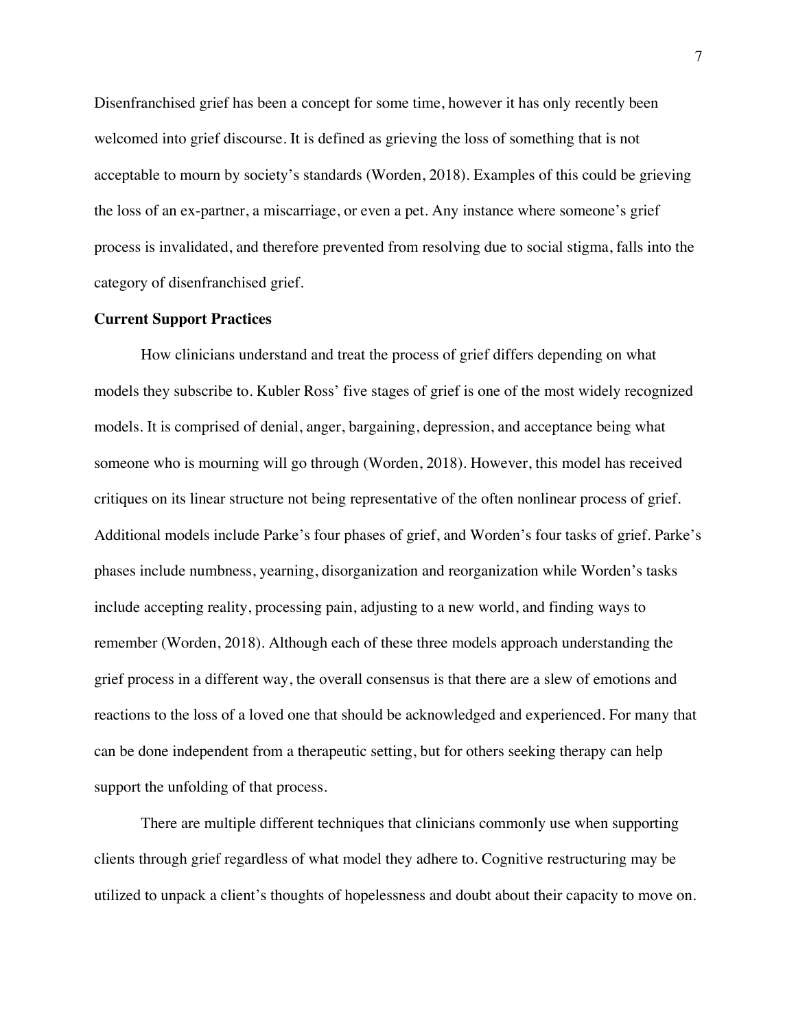Disenfranchised grief has been a concept for some time, however it has only recently been welcomed into grief discourse. It is defined as grieving the loss of something that is not acceptable to mourn by society's standards (Worden, 2018). Examples of this could be grieving the loss of an ex-partner, a miscarriage, or even a pet. Any instance where someone's grief process is invalidated, and therefore prevented from resolving due to social stigma, falls into the category of disenfranchised grief.

**Current Support Practices**

How clinicians understand and treat the process of grief differs depending on what models they subscribe to. Kubler Ross' five stages of grief is one of the most widely recognized models. It is comprised of denial, anger, bargaining, depression, and acceptance being what someone who is mourning will go through (Worden, 2018). However, this model has received critiques on its linear structure not being representative of the often nonlinear process of grief. Additional models include Parke's four phases of grief, and Worden's four tasks of grief. Parke's phases include numbness, yearning, disorganization and reorganization while Worden's tasks include accepting reality, processing pain, adjusting to a new world, and finding ways to remember (Worden, 2018). Although each of these three models approach understanding the grief process in a different way, the overall consensus is that there are a slew of emotions and reactions to the loss of a loved one that should be acknowledged and experienced. For many that can be done independent from a therapeutic setting, but for others seeking therapy can help support the unfolding of that process.

There are multiple different techniques that clinicians commonly use when supporting clients through grief regardless of what model they adhere to. Cognitive restructuring may be utilized to unpack a client's thoughts of hopelessness and doubt about their capacity to move on.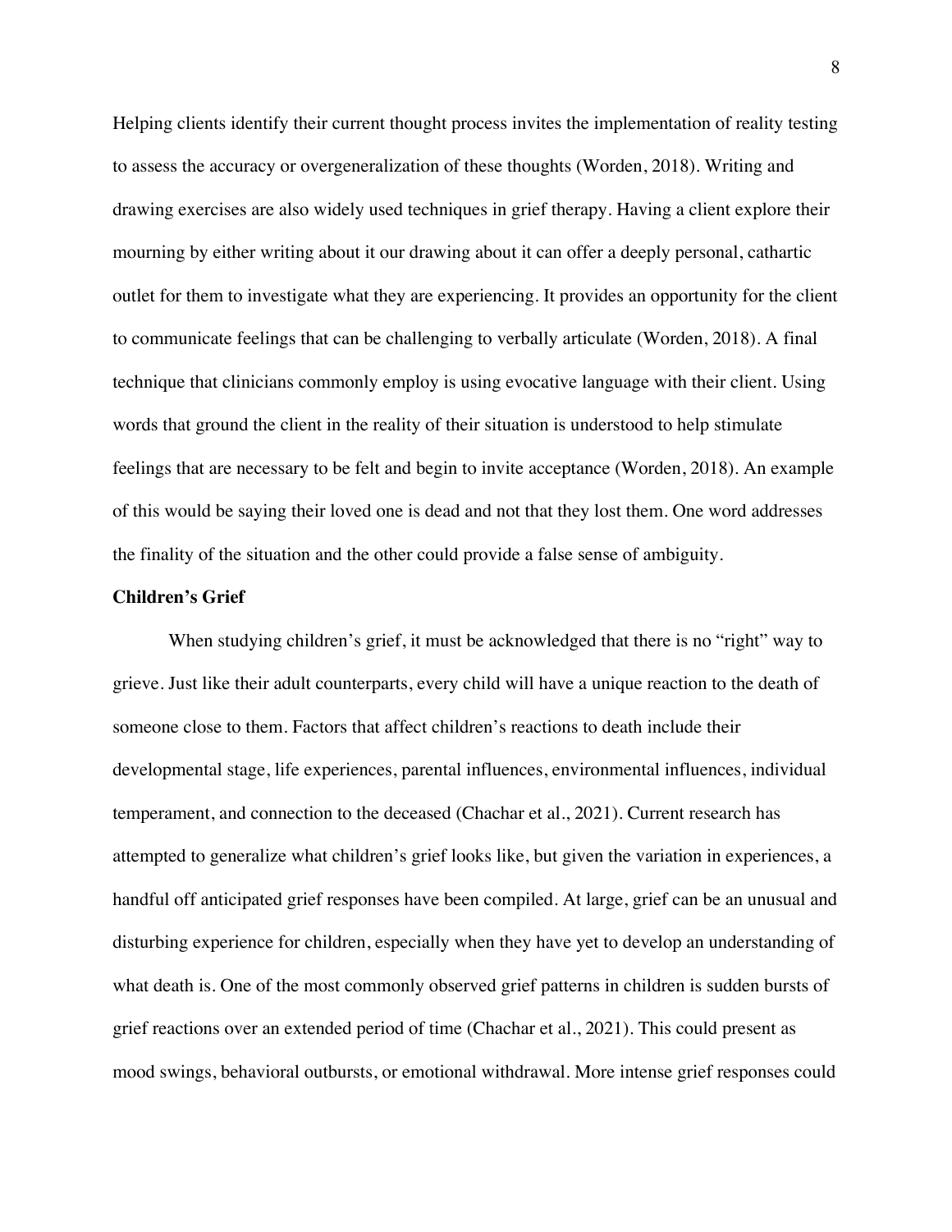Helping clients identify their current thought process invites the implementation of reality testing to assess the accuracy or overgeneralization of these thoughts (Worden, 2018). Writing and drawing exercises are also widely used techniques in grief therapy. Having a client explore their mourning by either writing about it our drawing about it can offer a deeply personal, cathartic outlet for them to investigate what they are experiencing. It provides an opportunity for the client to communicate feelings that can be challenging to verbally articulate (Worden, 2018). A final technique that clinicians commonly employ is using evocative language with their client. Using words that ground the client in the reality of their situation is understood to help stimulate feelings that are necessary to be felt and begin to invite acceptance (Worden, 2018). An example of this would be saying their loved one is dead and not that they lost them. One word addresses the finality of the situation and the other could provide a false sense of ambiguity.

**Children's Grief**

When studying children's grief, it must be acknowledged that there is no "right" way to grieve. Just like their adult counterparts, every child will have a unique reaction to the death of someone close to them. Factors that affect children's reactions to death include their developmental stage, life experiences, parental influences, environmental influences, individual temperament, and connection to the deceased (Chachar et al., 2021). Current research has attempted to generalize what children's grief looks like, but given the variation in experiences, a handful off anticipated grief responses have been compiled. At large, grief can be an unusual and disturbing experience for children, especially when they have yet to develop an understanding of what death is. One of the most commonly observed grief patterns in children is sudden bursts of grief reactions over an extended period of time (Chachar et al., 2021). This could present as mood swings, behavioral outbursts, or emotional withdrawal. More intense grief responses could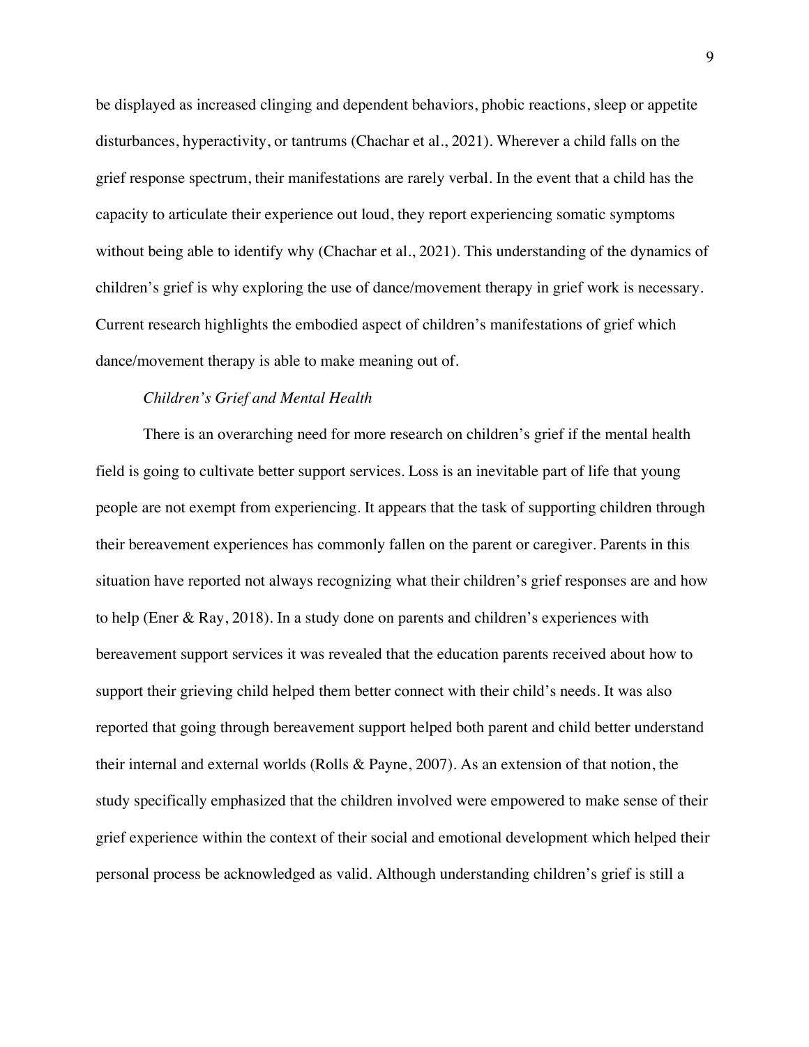be displayed as increased clinging and dependent behaviors, phobic reactions, sleep or appetite disturbances, hyperactivity, or tantrums (Chachar et al., 2021). Wherever a child falls on the grief response spectrum, their manifestations are rarely verbal. In the event that a child has the capacity to articulate their experience out loud, they report experiencing somatic symptoms without being able to identify why (Chachar et al., 2021). This understanding of the dynamics of children's grief is why exploring the use of dance/movement therapy in grief work is necessary. Current research highlights the embodied aspect of children's manifestations of grief which dance/movement therapy is able to make meaning out of.

### *Children's Grief and Mental Health*

There is an overarching need for more research on children's grief if the mental health field is going to cultivate better support services. Loss is an inevitable part of life that young people are not exempt from experiencing. It appears that the task of supporting children through their bereavement experiences has commonly fallen on the parent or caregiver. Parents in this situation have reported not always recognizing what their children's grief responses are and how to help (Ener & Ray, 2018). In a study done on parents and children's experiences with bereavement support services it was revealed that the education parents received about how to support their grieving child helped them better connect with their child's needs. It was also reported that going through bereavement support helped both parent and child better understand their internal and external worlds (Rolls & Payne, 2007). As an extension of that notion, the study specifically emphasized that the children involved were empowered to make sense of their grief experience within the context of their social and emotional development which helped their personal process be acknowledged as valid. Although understanding children's grief is still a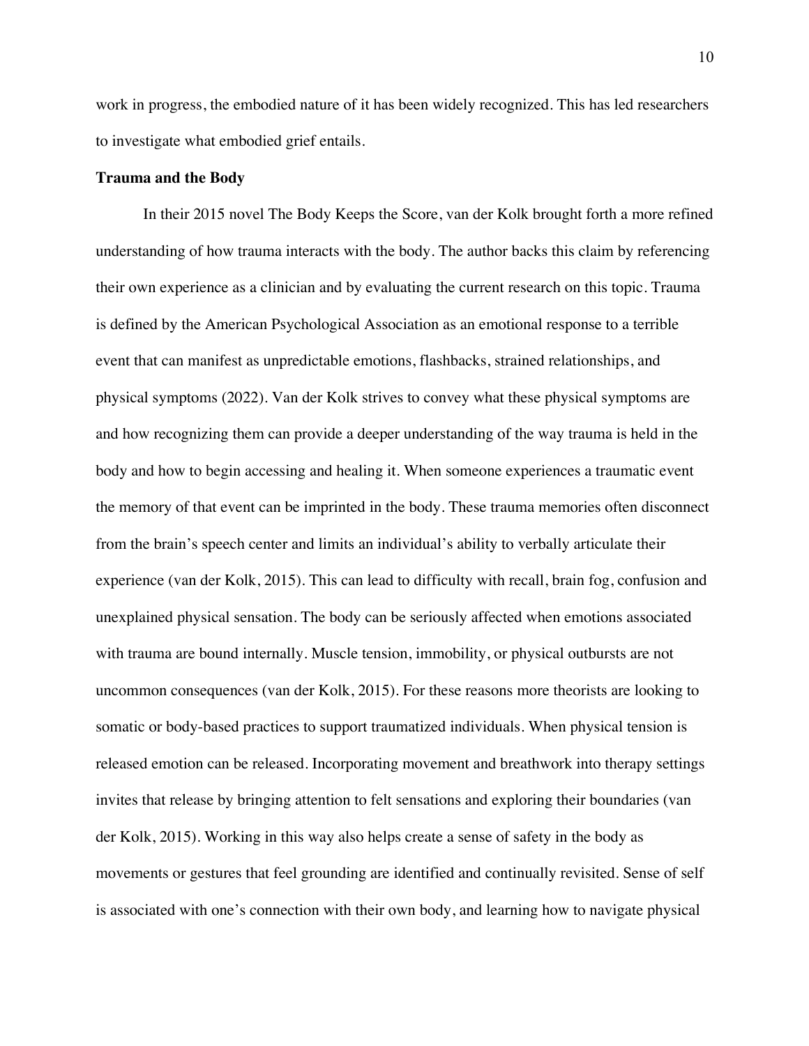work in progress, the embodied nature of it has been widely recognized. This has led researchers to investigate what embodied grief entails.

**Trauma and the Body**

In their 2015 novel The Body Keeps the Score, van der Kolk brought forth a more refined understanding of how trauma interacts with the body. The author backs this claim by referencing their own experience as a clinician and by evaluating the current research on this topic. Trauma is defined by the American Psychological Association as an emotional response to a terrible event that can manifest as unpredictable emotions, flashbacks, strained relationships, and physical symptoms (2022). Van der Kolk strives to convey what these physical symptoms are and how recognizing them can provide a deeper understanding of the way trauma is held in the body and how to begin accessing and healing it. When someone experiences a traumatic event the memory of that event can be imprinted in the body. These trauma memories often disconnect from the brain's speech center and limits an individual's ability to verbally articulate their experience (van der Kolk, 2015). This can lead to difficulty with recall, brain fog, confusion and unexplained physical sensation. The body can be seriously affected when emotions associated with trauma are bound internally. Muscle tension, immobility, or physical outbursts are not uncommon consequences (van der Kolk, 2015). For these reasons more theorists are looking to somatic or body-based practices to support traumatized individuals. When physical tension is released emotion can be released. Incorporating movement and breathwork into therapy settings invites that release by bringing attention to felt sensations and exploring their boundaries (van der Kolk, 2015). Working in this way also helps create a sense of safety in the body as movements or gestures that feel grounding are identified and continually revisited. Sense of self is associated with one's connection with their own body, and learning how to navigate physical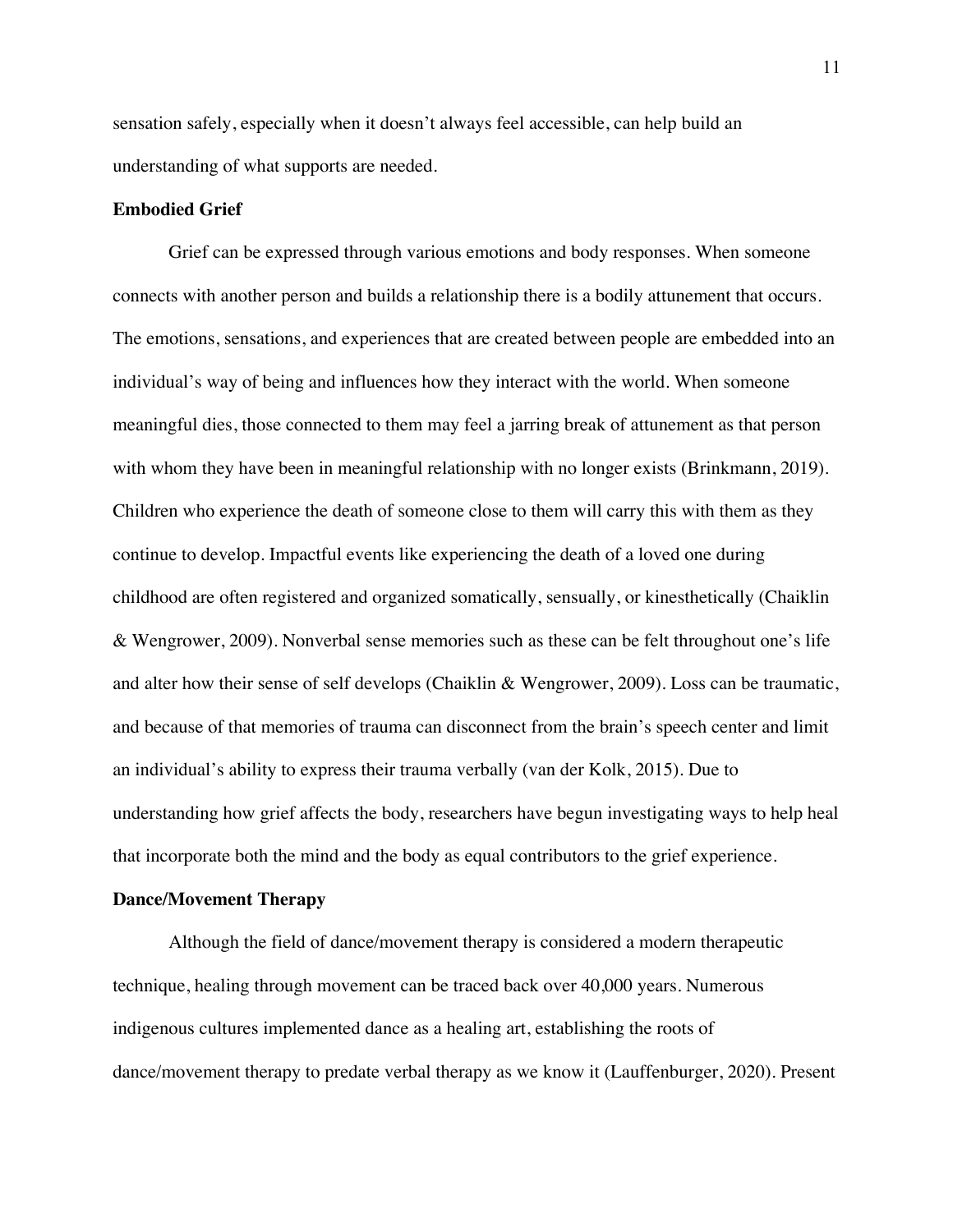sensation safely, especially when it doesn't always feel accessible, can help build an understanding of what supports are needed.

**Embodied Grief**

Grief can be expressed through various emotions and body responses. When someone connects with another person and builds a relationship there is a bodily attunement that occurs. The emotions, sensations, and experiences that are created between people are embedded into an individual's way of being and influences how they interact with the world. When someone meaningful dies, those connected to them may feel a jarring break of attunement as that person with whom they have been in meaningful relationship with no longer exists (Brinkmann, 2019). Children who experience the death of someone close to them will carry this with them as they continue to develop. Impactful events like experiencing the death of a loved one during childhood are often registered and organized somatically, sensually, or kinesthetically (Chaiklin & Wengrower, 2009). Nonverbal sense memories such as these can be felt throughout one's life and alter how their sense of self develops (Chaiklin & Wengrower, 2009). Loss can be traumatic, and because of that memories of trauma can disconnect from the brain's speech center and limit an individual's ability to express their trauma verbally (van der Kolk, 2015). Due to understanding how grief affects the body, researchers have begun investigating ways to help heal that incorporate both the mind and the body as equal contributors to the grief experience.

**Dance/Movement Therapy**

Although the field of dance/movement therapy is considered a modern therapeutic technique, healing through movement can be traced back over 40,000 years. Numerous indigenous cultures implemented dance as a healing art, establishing the roots of dance/movement therapy to predate verbal therapy as we know it (Lauffenburger, 2020). Present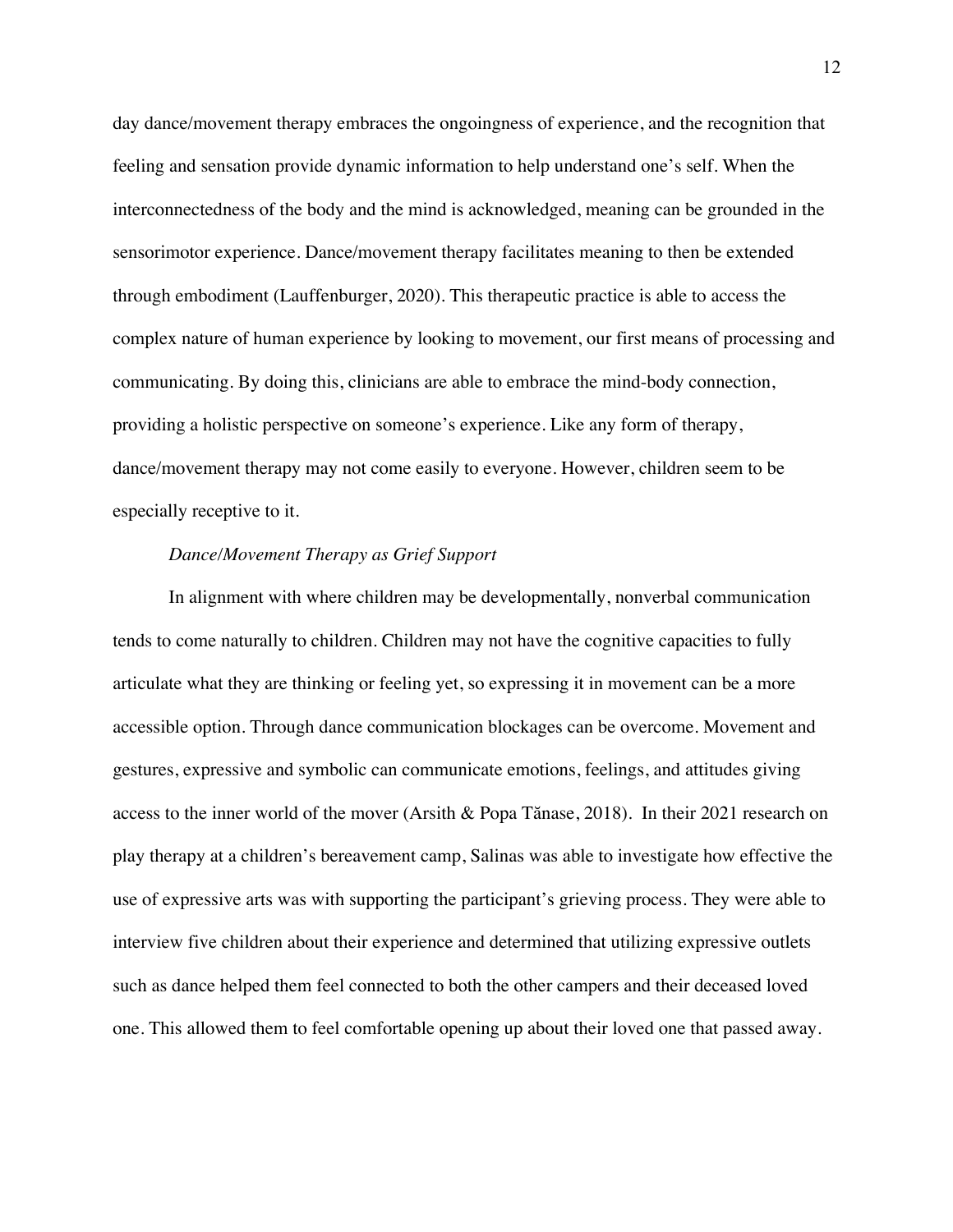day dance/movement therapy embraces the ongoingness of experience, and the recognition that feeling and sensation provide dynamic information to help understand one's self. When the interconnectedness of the body and the mind is acknowledged, meaning can be grounded in the sensorimotor experience. Dance/movement therapy facilitates meaning to then be extended through embodiment (Lauffenburger, 2020). This therapeutic practice is able to access the complex nature of human experience by looking to movement, our first means of processing and communicating. By doing this, clinicians are able to embrace the mind-body connection, providing a holistic perspective on someone's experience. Like any form of therapy, dance/movement therapy may not come easily to everyone. However, children seem to be especially receptive to it.

*Dance/Movement Therapy as Grief Support*

In alignment with where children may be developmentally, nonverbal communication tends to come naturally to children. Children may not have the cognitive capacities to fully articulate what they are thinking or feeling yet, so expressing it in movement can be a more accessible option. Through dance communication blockages can be overcome. Movement and gestures, expressive and symbolic can communicate emotions, feelings, and attitudes giving access to the inner world of the mover (Arsith & Popa Tănase, 2018). In their 2021 research on play therapy at a children's bereavement camp, Salinas was able to investigate how effective the use of expressive arts was with supporting the participant's grieving process. They were able to interview five children about their experience and determined that utilizing expressive outlets such as dance helped them feel connected to both the other campers and their deceased loved one. This allowed them to feel comfortable opening up about their loved one that passed away.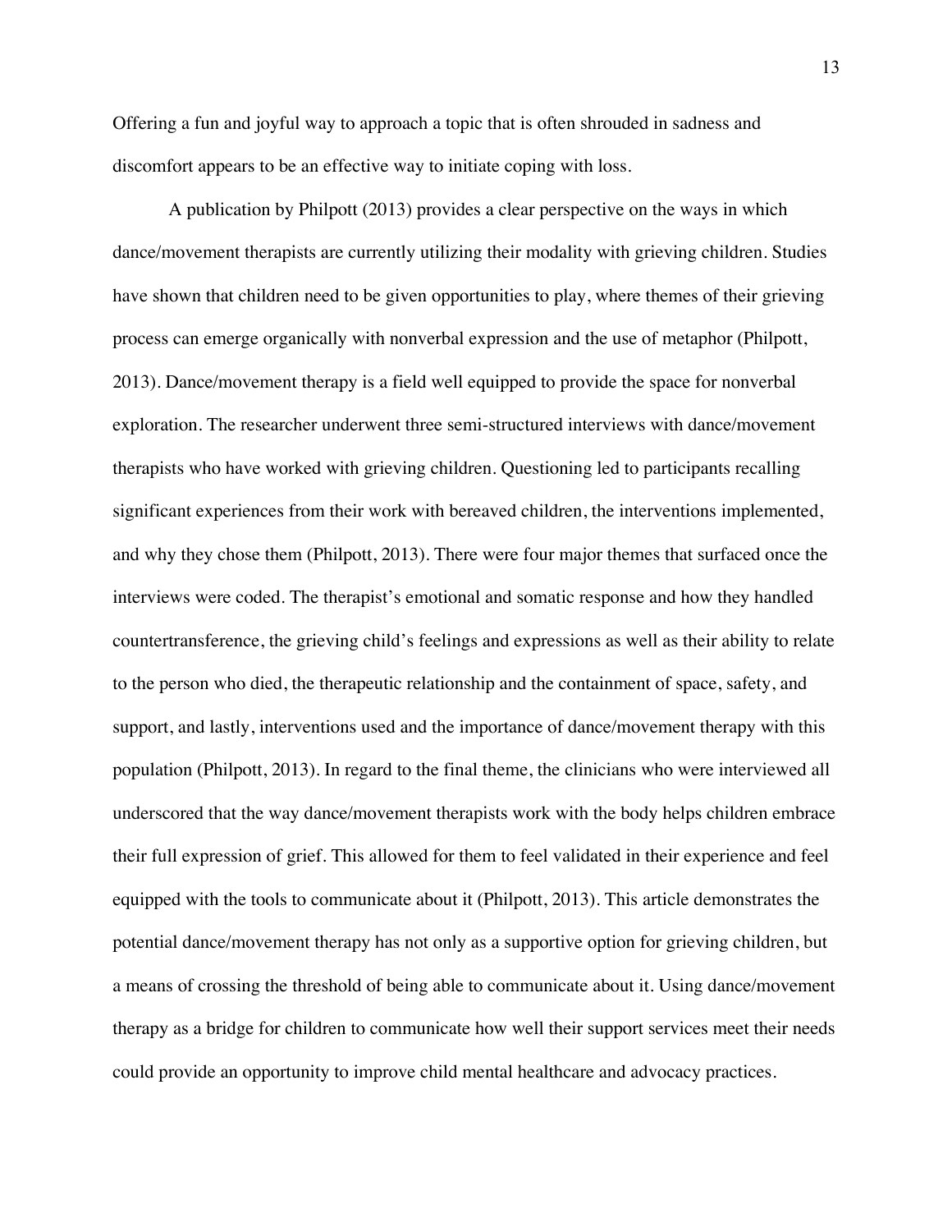Offering a fun and joyful way to approach a topic that is often shrouded in sadness and discomfort appears to be an effective way to initiate coping with loss.

A publication by Philpott (2013) provides a clear perspective on the ways in which dance/movement therapists are currently utilizing their modality with grieving children. Studies have shown that children need to be given opportunities to play, where themes of their grieving process can emerge organically with nonverbal expression and the use of metaphor (Philpott, 2013). Dance/movement therapy is a field well equipped to provide the space for nonverbal exploration. The researcher underwent three semi-structured interviews with dance/movement therapists who have worked with grieving children. Questioning led to participants recalling significant experiences from their work with bereaved children, the interventions implemented, and why they chose them (Philpott, 2013). There were four major themes that surfaced once the interviews were coded. The therapist's emotional and somatic response and how they handled countertransference, the grieving child's feelings and expressions as well as their ability to relate to the person who died, the therapeutic relationship and the containment of space, safety, and support, and lastly, interventions used and the importance of dance/movement therapy with this population (Philpott, 2013). In regard to the final theme, the clinicians who were interviewed all underscored that the way dance/movement therapists work with the body helps children embrace their full expression of grief. This allowed for them to feel validated in their experience and feel equipped with the tools to communicate about it (Philpott, 2013). This article demonstrates the potential dance/movement therapy has not only as a supportive option for grieving children, but a means of crossing the threshold of being able to communicate about it. Using dance/movement therapy as a bridge for children to communicate how well their support services meet their needs could provide an opportunity to improve child mental healthcare and advocacy practices.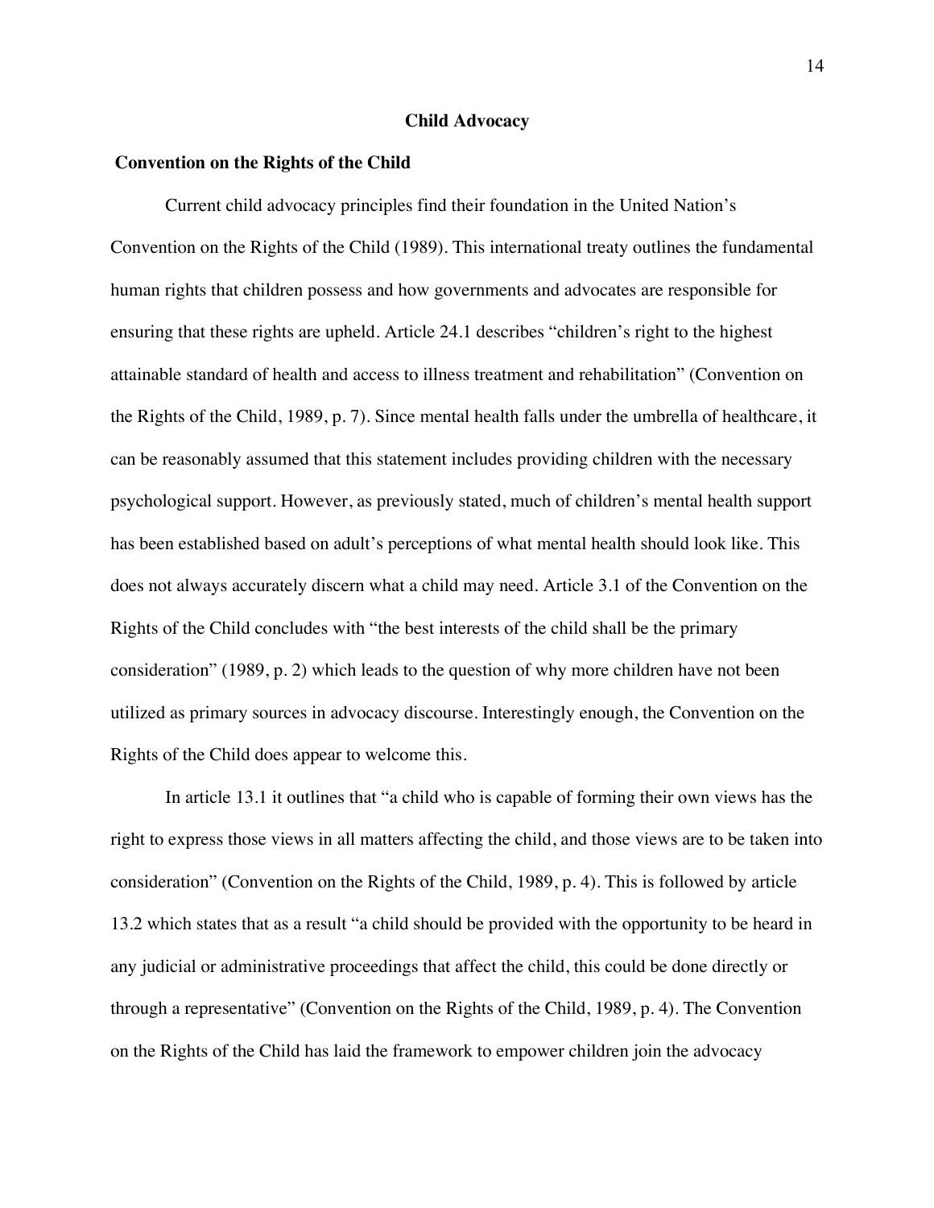## Child Advocacy

### Convention on the Rights of the Child

Current child advocacy principles find their foundation in the United Nation's Convention on the Rights of the Child (1989). This international treaty outlines the fundamental human rights that children possess and how governments and advocates are responsible for ensuring that these rights are upheld. Article 24.1 describes "children's right to the highest attainable standard of health and access to illness treatment and rehabilitation" (Convention on the Rights of the Child, 1989, p. 7). Since mental health falls under the umbrella of healthcare, it can be reasonably assumed that this statement includes providing children with the necessary psychological support. However, as previously stated, much of children's mental health support has been established based on adult's perceptions of what mental health should look like. This does not always accurately discern what a child may need. Article 3.1 of the Convention on the Rights of the Child concludes with "the best interests of the child shall be the primary consideration" (1989, p. 2) which leads to the question of why more children have not been utilized as primary sources in advocacy discourse. Interestingly enough, the Convention on the Rights of the Child does appear to welcome this.

In article 13.1 it outlines that "a child who is capable of forming their own views has the right to express those views in all matters affecting the child, and those views are to be taken into consideration" (Convention on the Rights of the Child, 1989, p. 4). This is followed by article 13.2 which states that as a result "a child should be provided with the opportunity to be heard in any judicial or administrative proceedings that affect the child, this could be done directly or through a representative" (Convention on the Rights of the Child, 1989, p. 4). The Convention on the Rights of the Child has laid the framework to empower children join the advocacy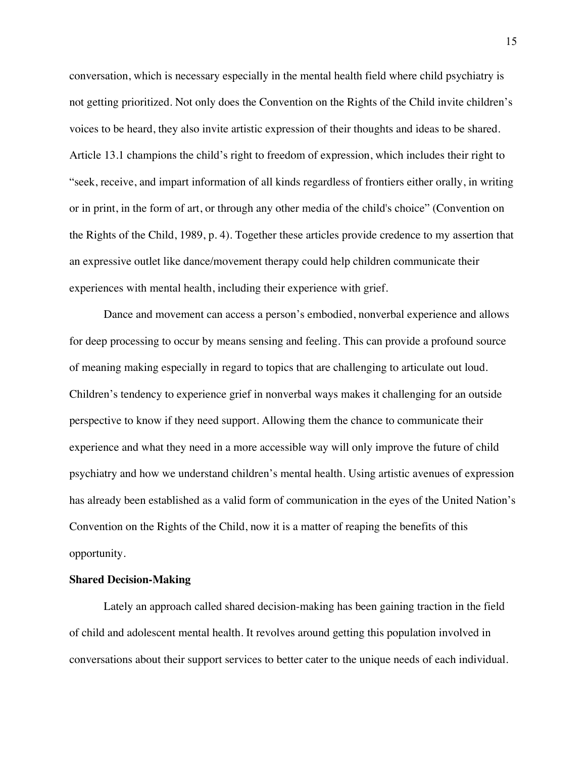conversation, which is necessary especially in the mental health field where child psychiatry is not getting prioritized. Not only does the Convention on the Rights of the Child invite children's voices to be heard, they also invite artistic expression of their thoughts and ideas to be shared. Article 13.1 champions the child's right to freedom of expression, which includes their right to "seek, receive, and impart information of all kinds regardless of frontiers either orally, in writing or in print, in the form of art, or through any other media of the child's choice" (Convention on the Rights of the Child, 1989, p. 4). Together these articles provide credence to my assertion that an expressive outlet like dance/movement therapy could help children communicate their experiences with mental health, including their experience with grief.

Dance and movement can access a person's embodied, nonverbal experience and allows for deep processing to occur by means sensing and feeling. This can provide a profound source of meaning making especially in regard to topics that are challenging to articulate out loud. Children's tendency to experience grief in nonverbal ways makes it challenging for an outside perspective to know if they need support. Allowing them the chance to communicate their experience and what they need in a more accessible way will only improve the future of child psychiatry and how we understand children's mental health. Using artistic avenues of expression has already been established as a valid form of communication in the eyes of the United Nation's Convention on the Rights of the Child, now it is a matter of reaping the benefits of this opportunity.

**Shared Decision-Making**

Lately an approach called shared decision-making has been gaining traction in the field of child and adolescent mental health. It revolves around getting this population involved in conversations about their support services to better cater to the unique needs of each individual.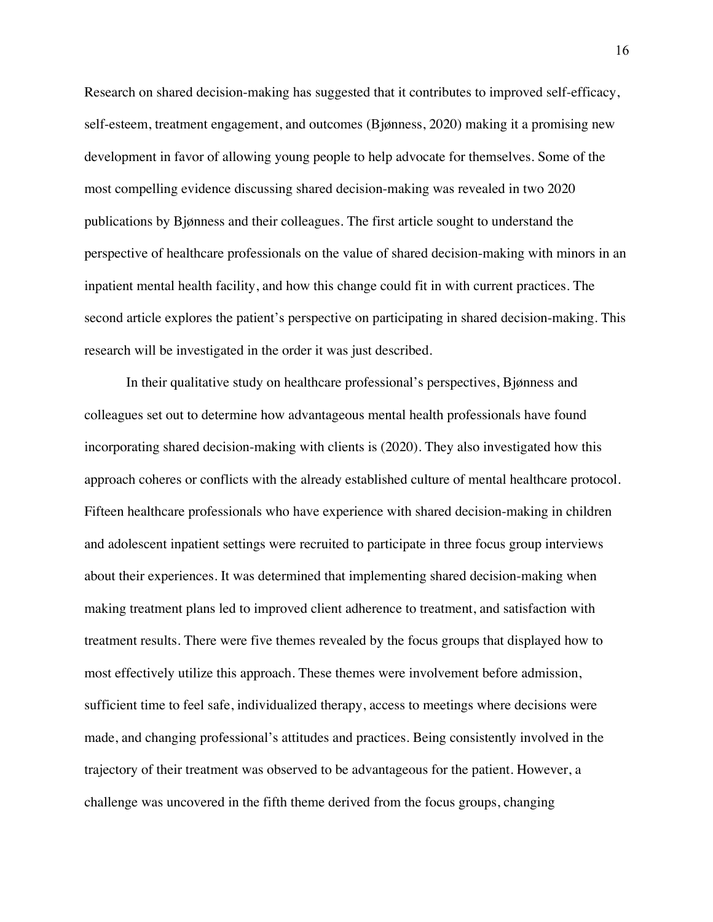Research on shared decision-making has suggested that it contributes to improved self-efficacy, self-esteem, treatment engagement, and outcomes (Bjønness, 2020) making it a promising new development in favor of allowing young people to help advocate for themselves. Some of the most compelling evidence discussing shared decision-making was revealed in two 2020 publications by Bjønness and their colleagues. The first article sought to understand the perspective of healthcare professionals on the value of shared decision-making with minors in an inpatient mental health facility, and how this change could fit in with current practices. The second article explores the patient's perspective on participating in shared decision-making. This research will be investigated in the order it was just described.

In their qualitative study on healthcare professional's perspectives, Bjønness and colleagues set out to determine how advantageous mental health professionals have found incorporating shared decision-making with clients is (2020). They also investigated how this approach coheres or conflicts with the already established culture of mental healthcare protocol. Fifteen healthcare professionals who have experience with shared decision-making in children and adolescent inpatient settings were recruited to participate in three focus group interviews about their experiences. It was determined that implementing shared decision-making when making treatment plans led to improved client adherence to treatment, and satisfaction with treatment results. There were five themes revealed by the focus groups that displayed how to most effectively utilize this approach. These themes were involvement before admission, sufficient time to feel safe, individualized therapy, access to meetings where decisions were made, and changing professional's attitudes and practices. Being consistently involved in the trajectory of their treatment was observed to be advantageous for the patient. However, a challenge was uncovered in the fifth theme derived from the focus groups, changing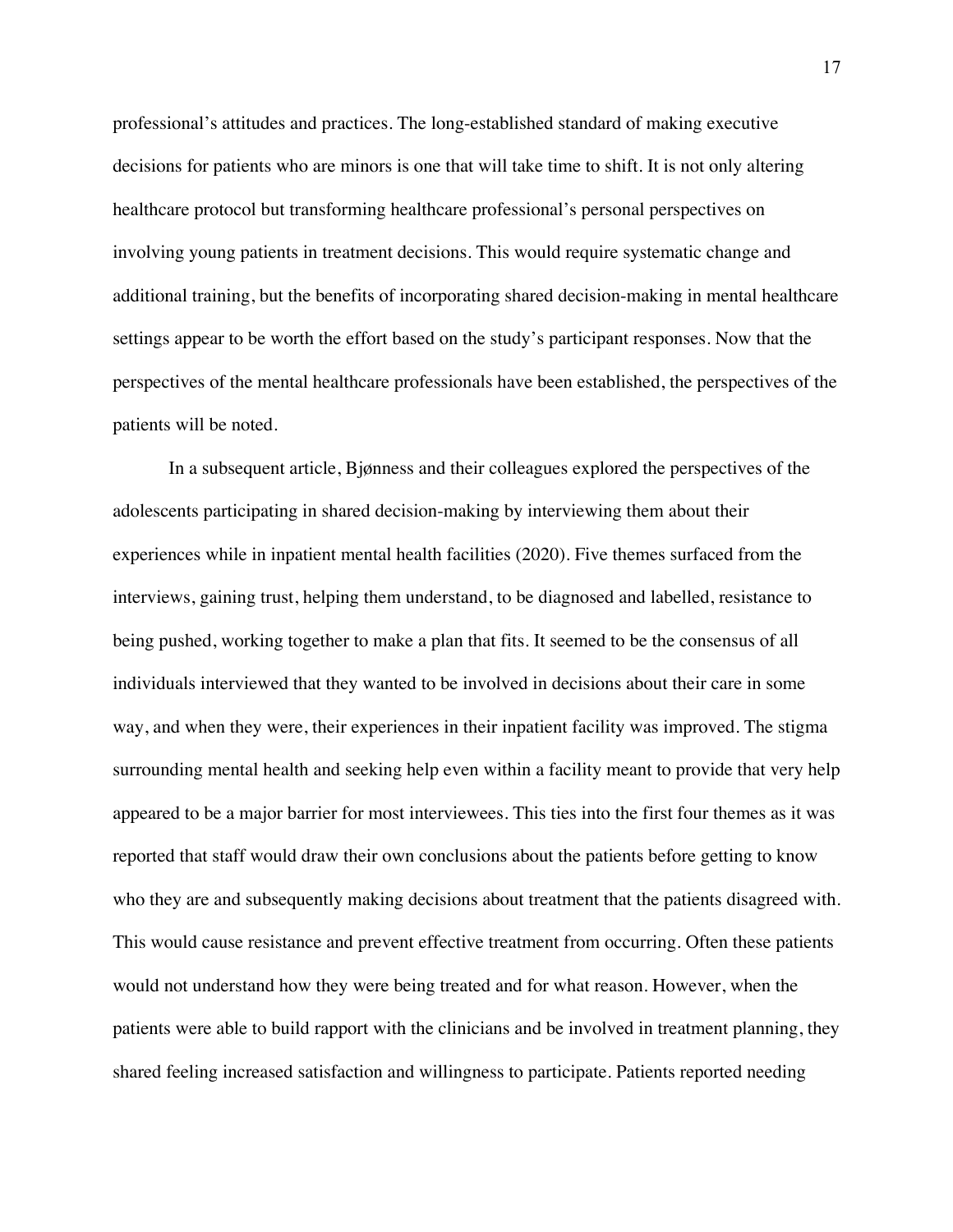professional's attitudes and practices. The long-established standard of making executive decisions for patients who are minors is one that will take time to shift. It is not only altering healthcare protocol but transforming healthcare professional's personal perspectives on involving young patients in treatment decisions. This would require systematic change and additional training, but the benefits of incorporating shared decision-making in mental healthcare settings appear to be worth the effort based on the study's participant responses. Now that the perspectives of the mental healthcare professionals have been established, the perspectives of the patients will be noted.

In a subsequent article, Bjønness and their colleagues explored the perspectives of the adolescents participating in shared decision-making by interviewing them about their experiences while in inpatient mental health facilities (2020). Five themes surfaced from the interviews, gaining trust, helping them understand, to be diagnosed and labelled, resistance to being pushed, working together to make a plan that fits. It seemed to be the consensus of all individuals interviewed that they wanted to be involved in decisions about their care in some way, and when they were, their experiences in their inpatient facility was improved. The stigma surrounding mental health and seeking help even within a facility meant to provide that very help appeared to be a major barrier for most interviewees. This ties into the first four themes as it was reported that staff would draw their own conclusions about the patients before getting to know who they are and subsequently making decisions about treatment that the patients disagreed with. This would cause resistance and prevent effective treatment from occurring. Often these patients would not understand how they were being treated and for what reason. However, when the patients were able to build rapport with the clinicians and be involved in treatment planning, they shared feeling increased satisfaction and willingness to participate. Patients reported needing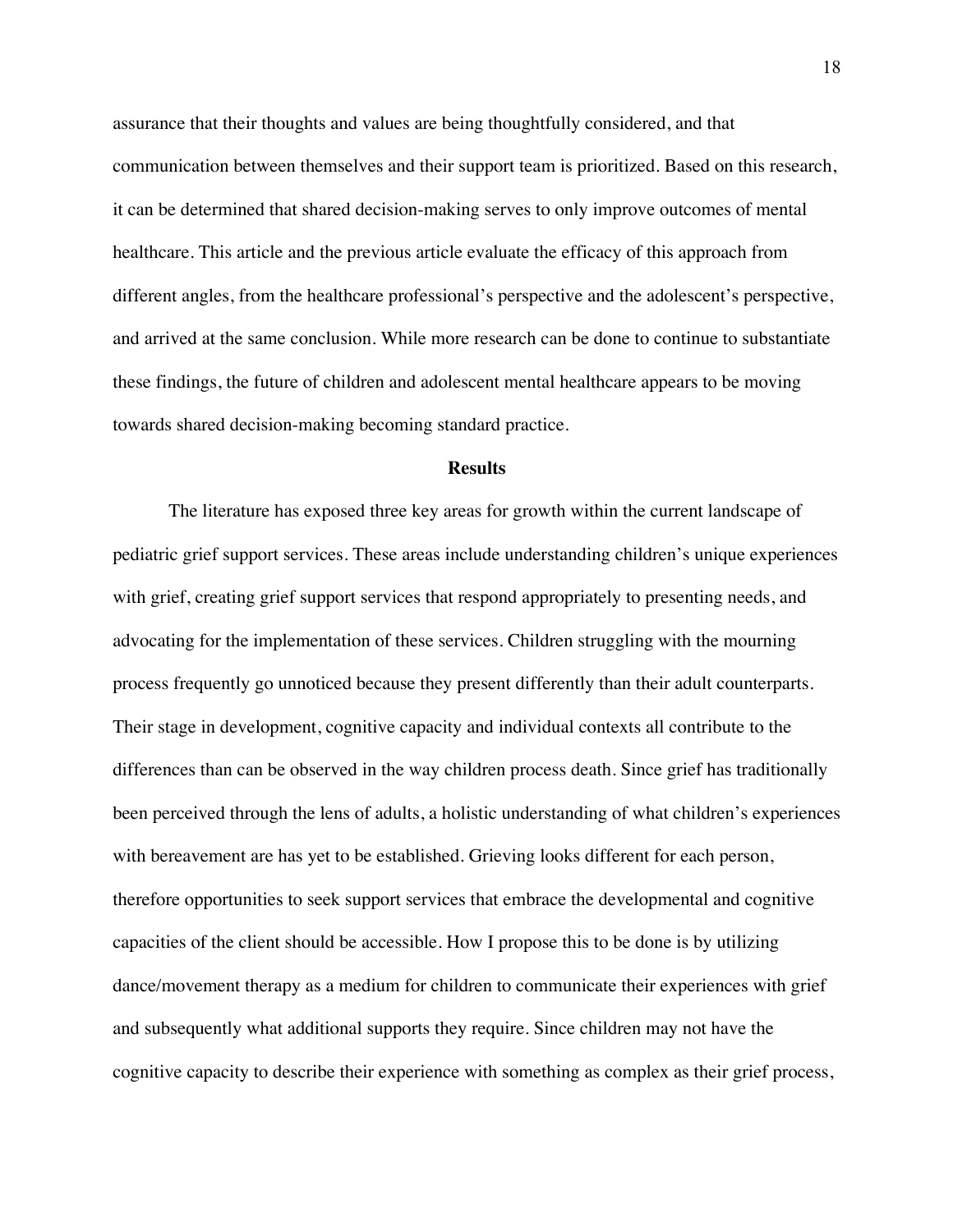assurance that their thoughts and values are being thoughtfully considered, and that communication between themselves and their support team is prioritized. Based on this research, it can be determined that shared decision-making serves to only improve outcomes of mental healthcare. This article and the previous article evaluate the efficacy of this approach from different angles, from the healthcare professional's perspective and the adolescent's perspective, and arrived at the same conclusion. While more research can be done to continue to substantiate these findings, the future of children and adolescent mental healthcare appears to be moving towards shared decision-making becoming standard practice.

## Results

The literature has exposed three key areas for growth within the current landscape of pediatric grief support services. These areas include understanding children's unique experiences with grief, creating grief support services that respond appropriately to presenting needs, and advocating for the implementation of these services. Children struggling with the mourning process frequently go unnoticed because they present differently than their adult counterparts. Their stage in development, cognitive capacity and individual contexts all contribute to the differences than can be observed in the way children process death. Since grief has traditionally been perceived through the lens of adults, a holistic understanding of what children's experiences with bereavement are has yet to be established. Grieving looks different for each person, therefore opportunities to seek support services that embrace the developmental and cognitive capacities of the client should be accessible. How I propose this to be done is by utilizing dance/movement therapy as a medium for children to communicate their experiences with grief and subsequently what additional supports they require. Since children may not have the cognitive capacity to describe their experience with something as complex as their grief process,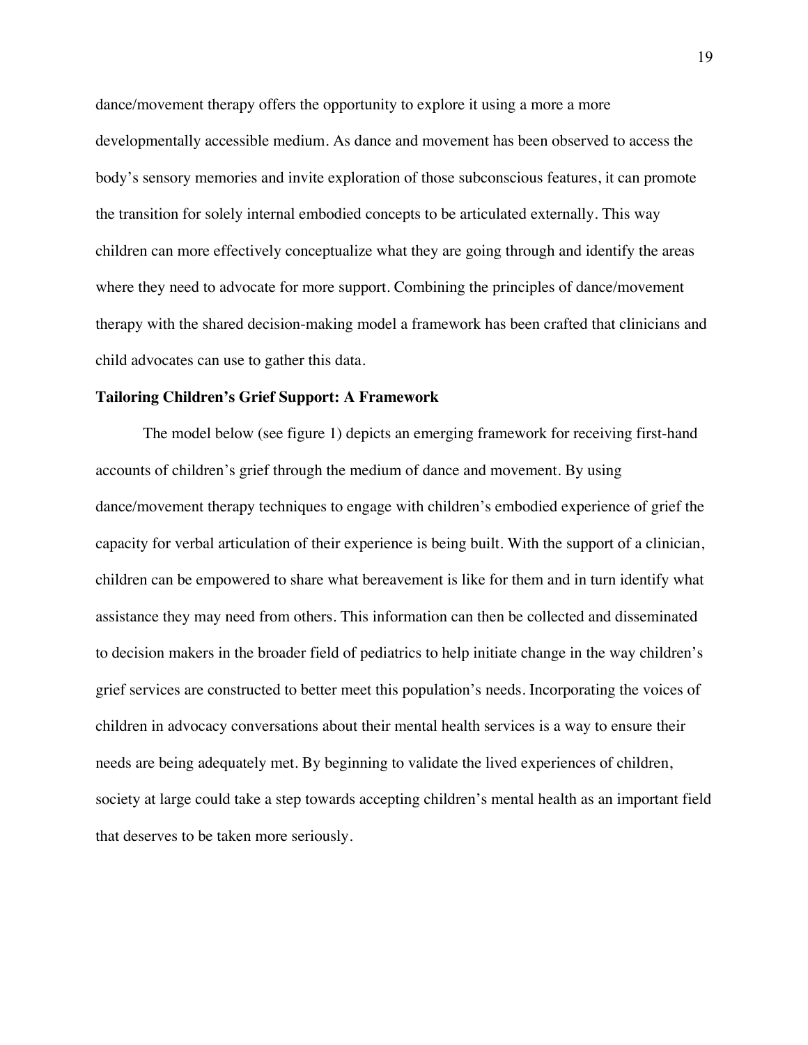dance/movement therapy offers the opportunity to explore it using a more a more developmentally accessible medium. As dance and movement has been observed to access the body's sensory memories and invite exploration of those subconscious features, it can promote the transition for solely internal embodied concepts to be articulated externally. This way children can more effectively conceptualize what they are going through and identify the areas where they need to advocate for more support. Combining the principles of dance/movement therapy with the shared decision-making model a framework has been crafted that clinicians and child advocates can use to gather this data.

**Tailoring Children's Grief Support: A Framework**

The model below (see figure 1) depicts an emerging framework for receiving first-hand accounts of children's grief through the medium of dance and movement. By using dance/movement therapy techniques to engage with children's embodied experience of grief the capacity for verbal articulation of their experience is being built. With the support of a clinician, children can be empowered to share what bereavement is like for them and in turn identify what assistance they may need from others. This information can then be collected and disseminated to decision makers in the broader field of pediatrics to help initiate change in the way children's grief services are constructed to better meet this population's needs. Incorporating the voices of children in advocacy conversations about their mental health services is a way to ensure their needs are being adequately met. By beginning to validate the lived experiences of children, society at large could take a step towards accepting children's mental health as an important field that deserves to be taken more seriously.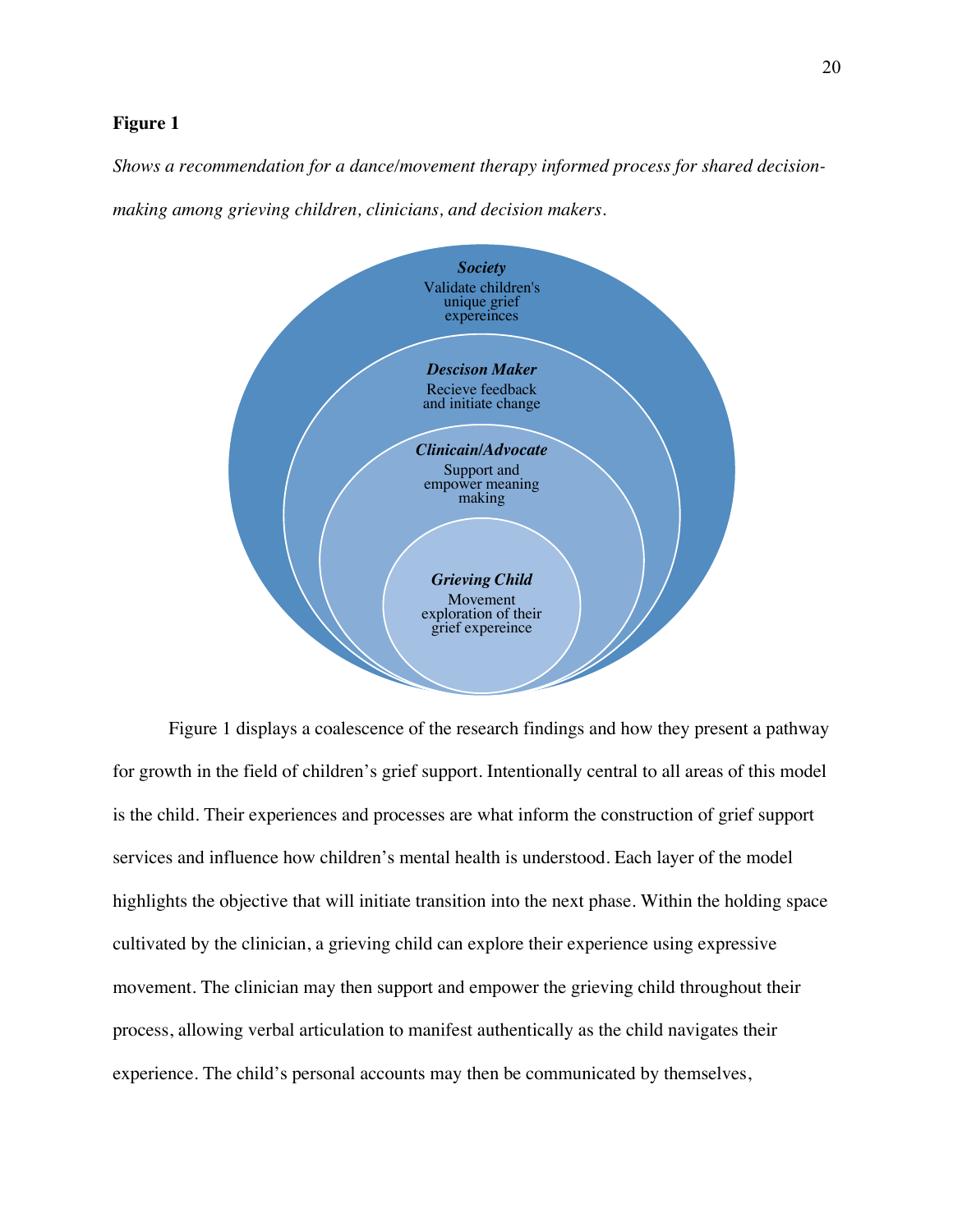**Figure 1**

*Shows a recommendation for a dance/movement therapy informed process for shared decision-making among grieving children, clinicians, and decision makers.*

***Society***
Validate children's unique grief expereinces

***Descison Maker***
Recieve feedback and initiate change

***Clinicain/Advocate***
Support and empower meaning making

***Grieving Child***
Movement exploration of their grief expereince

Figure 1 displays a coalescence of the research findings and how they present a pathway for growth in the field of children's grief support. Intentionally central to all areas of this model is the child. Their experiences and processes are what inform the construction of grief support services and influence how children's mental health is understood. Each layer of the model highlights the objective that will initiate transition into the next phase. Within the holding space cultivated by the clinician, a grieving child can explore their experience using expressive movement. The clinician may then support and empower the grieving child throughout their process, allowing verbal articulation to manifest authentically as the child navigates their experience. The child's personal accounts may then be communicated by themselves,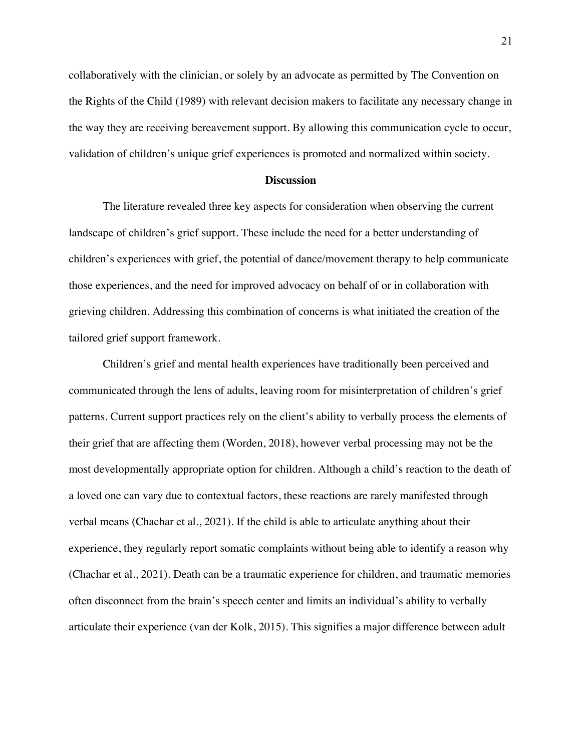collaboratively with the clinician, or solely by an advocate as permitted by The Convention on the Rights of the Child (1989) with relevant decision makers to facilitate any necessary change in the way they are receiving bereavement support. By allowing this communication cycle to occur, validation of children's unique grief experiences is promoted and normalized within society.

## Discussion

The literature revealed three key aspects for consideration when observing the current landscape of children's grief support. These include the need for a better understanding of children's experiences with grief, the potential of dance/movement therapy to help communicate those experiences, and the need for improved advocacy on behalf of or in collaboration with grieving children. Addressing this combination of concerns is what initiated the creation of the tailored grief support framework.

Children's grief and mental health experiences have traditionally been perceived and communicated through the lens of adults, leaving room for misinterpretation of children's grief patterns. Current support practices rely on the client's ability to verbally process the elements of their grief that are affecting them (Worden, 2018), however verbal processing may not be the most developmentally appropriate option for children. Although a child's reaction to the death of a loved one can vary due to contextual factors, these reactions are rarely manifested through verbal means (Chachar et al., 2021). If the child is able to articulate anything about their experience, they regularly report somatic complaints without being able to identify a reason why (Chachar et al., 2021). Death can be a traumatic experience for children, and traumatic memories often disconnect from the brain's speech center and limits an individual's ability to verbally articulate their experience (van der Kolk, 2015). This signifies a major difference between adult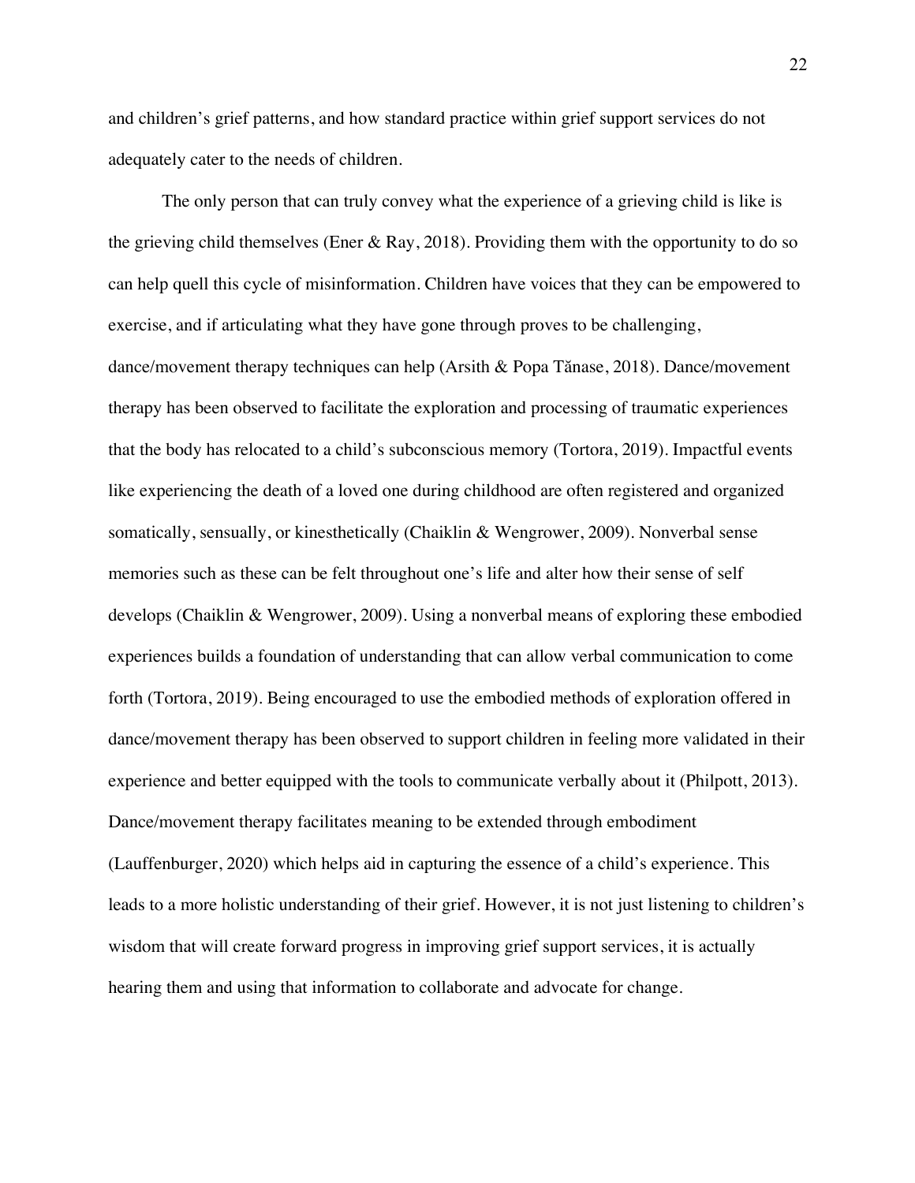and children's grief patterns, and how standard practice within grief support services do not adequately cater to the needs of children.

The only person that can truly convey what the experience of a grieving child is like is the grieving child themselves (Ener & Ray, 2018). Providing them with the opportunity to do so can help quell this cycle of misinformation. Children have voices that they can be empowered to exercise, and if articulating what they have gone through proves to be challenging, dance/movement therapy techniques can help (Arsith & Popa Tănase, 2018). Dance/movement therapy has been observed to facilitate the exploration and processing of traumatic experiences that the body has relocated to a child's subconscious memory (Tortora, 2019). Impactful events like experiencing the death of a loved one during childhood are often registered and organized somatically, sensually, or kinesthetically (Chaiklin & Wengrower, 2009). Nonverbal sense memories such as these can be felt throughout one's life and alter how their sense of self develops (Chaiklin & Wengrower, 2009). Using a nonverbal means of exploring these embodied experiences builds a foundation of understanding that can allow verbal communication to come forth (Tortora, 2019). Being encouraged to use the embodied methods of exploration offered in dance/movement therapy has been observed to support children in feeling more validated in their experience and better equipped with the tools to communicate verbally about it (Philpott, 2013). Dance/movement therapy facilitates meaning to be extended through embodiment (Lauffenburger, 2020) which helps aid in capturing the essence of a child's experience. This leads to a more holistic understanding of their grief. However, it is not just listening to children's wisdom that will create forward progress in improving grief support services, it is actually hearing them and using that information to collaborate and advocate for change.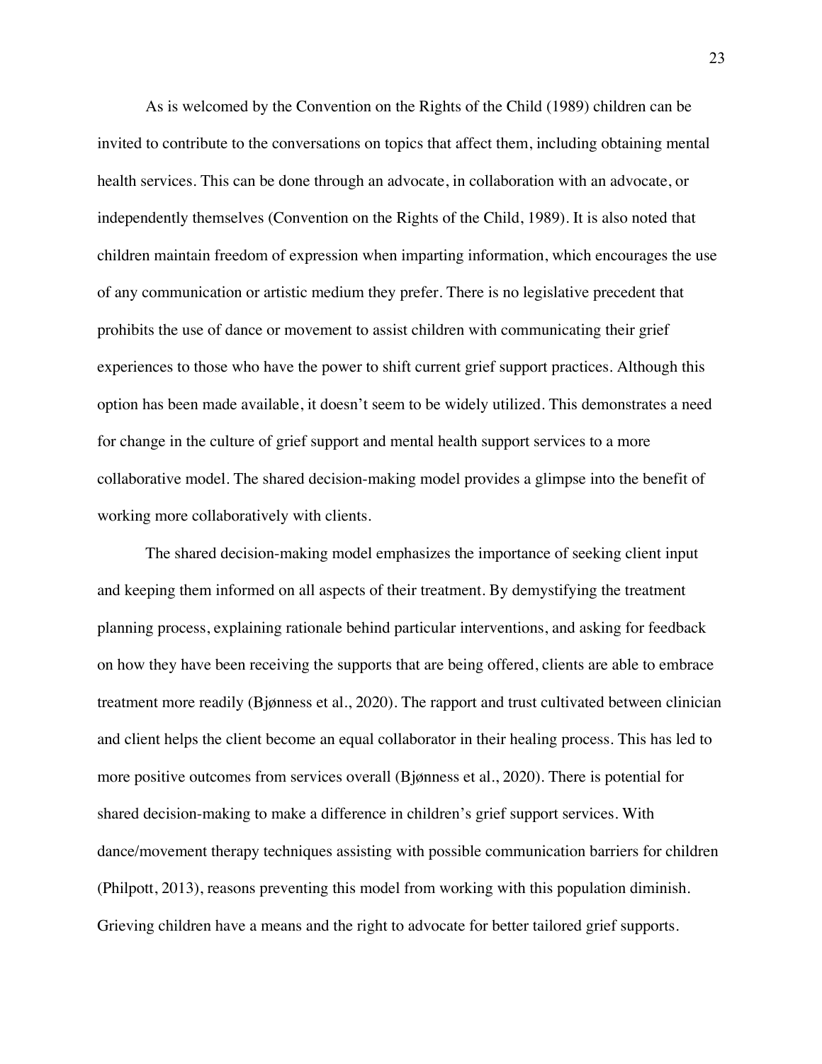As is welcomed by the Convention on the Rights of the Child (1989) children can be invited to contribute to the conversations on topics that affect them, including obtaining mental health services. This can be done through an advocate, in collaboration with an advocate, or independently themselves (Convention on the Rights of the Child, 1989). It is also noted that children maintain freedom of expression when imparting information, which encourages the use of any communication or artistic medium they prefer. There is no legislative precedent that prohibits the use of dance or movement to assist children with communicating their grief experiences to those who have the power to shift current grief support practices. Although this option has been made available, it doesn't seem to be widely utilized. This demonstrates a need for change in the culture of grief support and mental health support services to a more collaborative model. The shared decision-making model provides a glimpse into the benefit of working more collaboratively with clients.

The shared decision-making model emphasizes the importance of seeking client input and keeping them informed on all aspects of their treatment. By demystifying the treatment planning process, explaining rationale behind particular interventions, and asking for feedback on how they have been receiving the supports that are being offered, clients are able to embrace treatment more readily (Bjønness et al., 2020). The rapport and trust cultivated between clinician and client helps the client become an equal collaborator in their healing process. This has led to more positive outcomes from services overall (Bjønness et al., 2020). There is potential for shared decision-making to make a difference in children's grief support services. With dance/movement therapy techniques assisting with possible communication barriers for children (Philpott, 2013), reasons preventing this model from working with this population diminish. Grieving children have a means and the right to advocate for better tailored grief supports.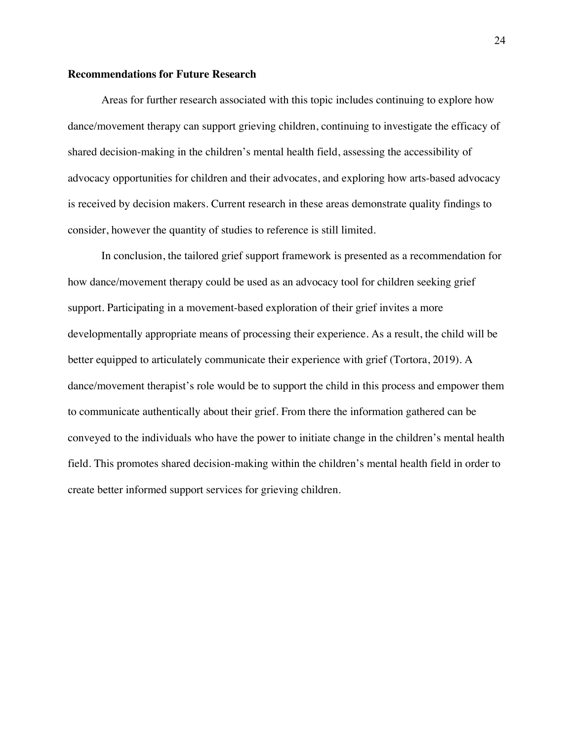**Recommendations for Future Research**

Areas for further research associated with this topic includes continuing to explore how dance/movement therapy can support grieving children, continuing to investigate the efficacy of shared decision-making in the children's mental health field, assessing the accessibility of advocacy opportunities for children and their advocates, and exploring how arts-based advocacy is received by decision makers. Current research in these areas demonstrate quality findings to consider, however the quantity of studies to reference is still limited.

In conclusion, the tailored grief support framework is presented as a recommendation for how dance/movement therapy could be used as an advocacy tool for children seeking grief support. Participating in a movement-based exploration of their grief invites a more developmentally appropriate means of processing their experience. As a result, the child will be better equipped to articulately communicate their experience with grief (Tortora, 2019). A dance/movement therapist's role would be to support the child in this process and empower them to communicate authentically about their grief. From there the information gathered can be conveyed to the individuals who have the power to initiate change in the children's mental health field. This promotes shared decision-making within the children's mental health field in order to create better informed support services for grieving children.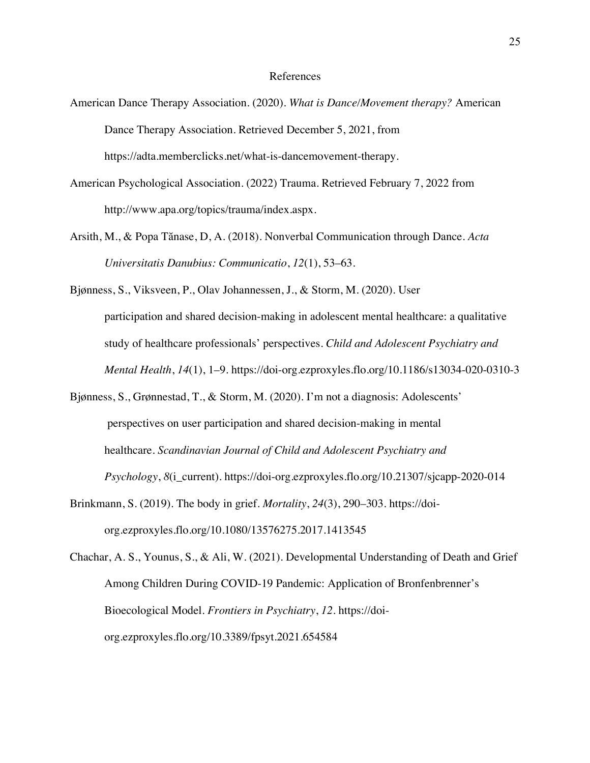# References

American Dance Therapy Association. (2020). *What is Dance/Movement therapy?* American Dance Therapy Association. Retrieved December 5, 2021, from https://adta.memberclicks.net/what-is-dancemovement-therapy.

American Psychological Association. (2022) Trauma. Retrieved February 7, 2022 from http://www.apa.org/topics/trauma/index.aspx.

Arsith, M., & Popa Tănase, D, A. (2018). Nonverbal Communication through Dance. *Acta Universitatis Danubius: Communicatio*, *12*(1), 53–63.

Bjønness, S., Viksveen, P., Olav Johannessen, J., & Storm, M. (2020). User participation and shared decision-making in adolescent mental healthcare: a qualitative study of healthcare professionals' perspectives. *Child and Adolescent Psychiatry and Mental Health*, *14*(1), 1–9. https://doi-org.ezproxyles.flo.org/10.1186/s13034-020-0310-3

Bjønness, S., Grønnestad, T., & Storm, M. (2020). I'm not a diagnosis: Adolescents' perspectives on user participation and shared decision-making in mental healthcare. *Scandinavian Journal of Child and Adolescent Psychiatry and Psychology*, *8*(i_current). https://doi-org.ezproxyles.flo.org/10.21307/sjcapp-2020-014

Brinkmann, S. (2019). The body in grief. *Mortality*, *24*(3), 290–303. https://doi-org.ezproxyles.flo.org/10.1080/13576275.2017.1413545

Chachar, A. S., Younus, S., & Ali, W. (2021). Developmental Understanding of Death and Grief Among Children During COVID-19 Pandemic: Application of Bronfenbrenner's Bioecological Model. *Frontiers in Psychiatry*, *12*. https://doi-org.ezproxyles.flo.org/10.3389/fpsyt.2021.654584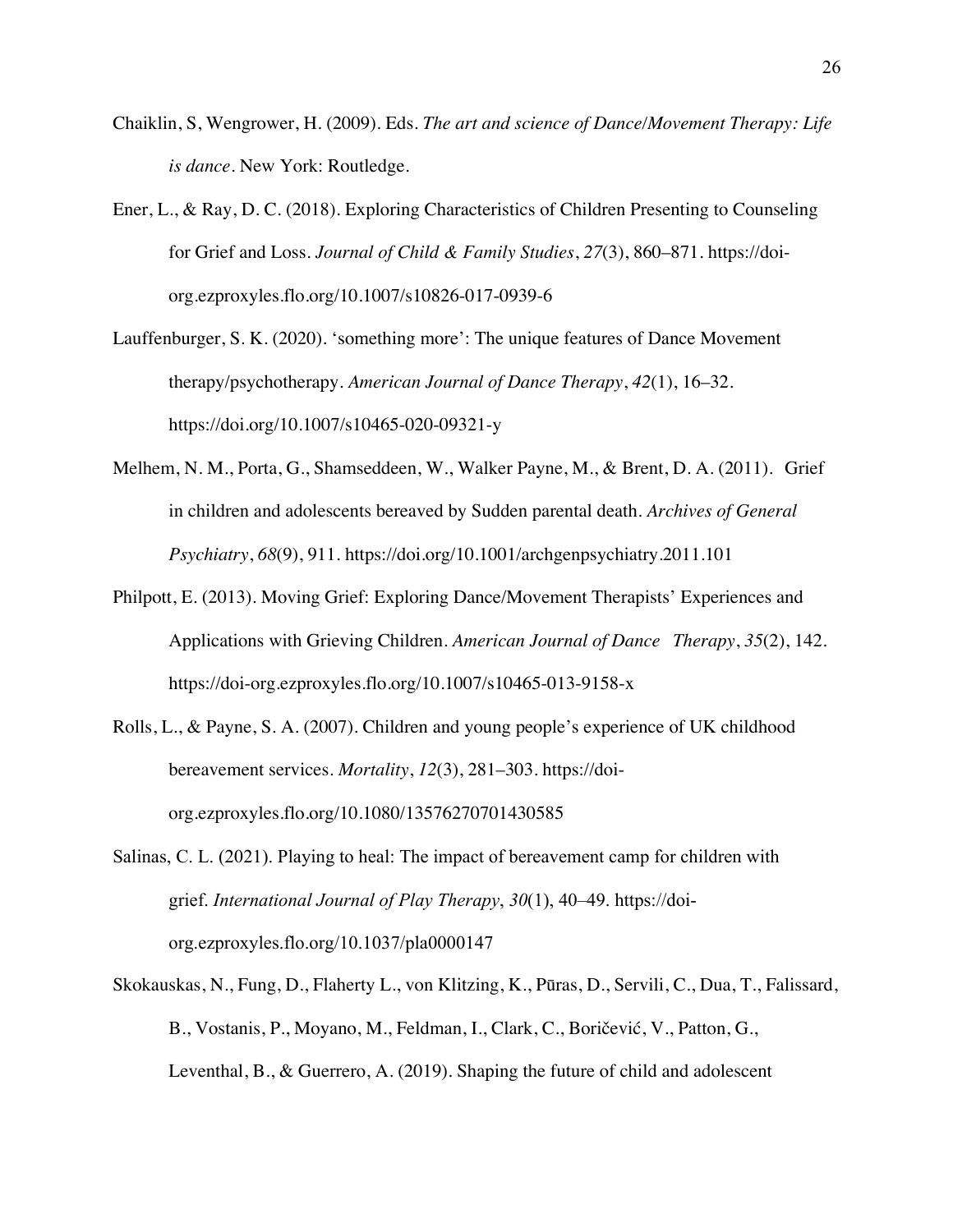Chaiklin, S, Wengrower, H. (2009). Eds. *The art and science of Dance/Movement Therapy: Life is dance*. New York: Routledge.

Ener, L., & Ray, D. C. (2018). Exploring Characteristics of Children Presenting to Counseling for Grief and Loss. *Journal of Child & Family Studies*, *27*(3), 860–871. https://doi-org.ezproxyles.flo.org/10.1007/s10826-017-0939-6

Lauffenburger, S. K. (2020). 'something more': The unique features of Dance Movement therapy/psychotherapy. *American Journal of Dance Therapy*, *42*(1), 16–32. https://doi.org/10.1007/s10465-020-09321-y

Melhem, N. M., Porta, G., Shamseddeen, W., Walker Payne, M., & Brent, D. A. (2011). Grief in children and adolescents bereaved by Sudden parental death. *Archives of General Psychiatry*, *68*(9), 911. https://doi.org/10.1001/archgenpsychiatry.2011.101

Philpott, E. (2013). Moving Grief: Exploring Dance/Movement Therapists' Experiences and Applications with Grieving Children. *American Journal of Dance Therapy*, *35*(2), 142. https://doi-org.ezproxyles.flo.org/10.1007/s10465-013-9158-x

Rolls, L., & Payne, S. A. (2007). Children and young people's experience of UK childhood bereavement services. *Mortality*, *12*(3), 281–303. https://doi-org.ezproxyles.flo.org/10.1080/13576270701430585

Salinas, C. L. (2021). Playing to heal: The impact of bereavement camp for children with grief. *International Journal of Play Therapy*, *30*(1), 40–49. https://doi-org.ezproxyles.flo.org/10.1037/pla0000147

Skokauskas, N., Fung, D., Flaherty L., von Klitzing, K., Pūras, D., Servili, C., Dua, T., Falissard, B., Vostanis, P., Moyano, M., Feldman, I., Clark, C., Boričević, V., Patton, G., Leventhal, B., & Guerrero, A. (2019). Shaping the future of child and adolescent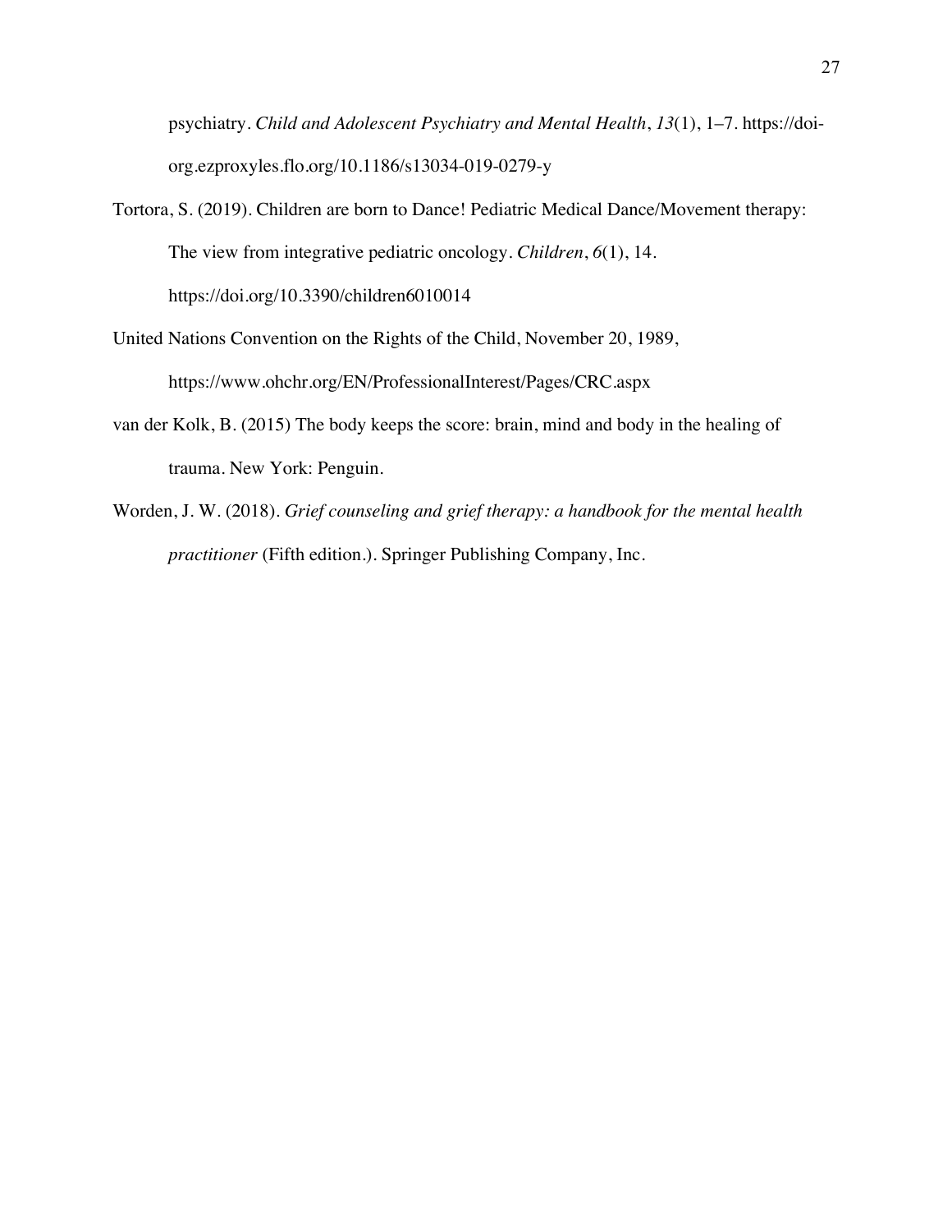psychiatry. *Child and Adolescent Psychiatry and Mental Health*, *13*(1), 1–7. https://doi-org.ezproxyles.flo.org/10.1186/s13034-019-0279-y

Tortora, S. (2019). Children are born to Dance! Pediatric Medical Dance/Movement therapy: The view from integrative pediatric oncology. *Children*, *6*(1), 14. https://doi.org/10.3390/children6010014

United Nations Convention on the Rights of the Child, November 20, 1989, https://www.ohchr.org/EN/ProfessionalInterest/Pages/CRC.aspx

van der Kolk, B. (2015) The body keeps the score: brain, mind and body in the healing of trauma. New York: Penguin.

Worden, J. W. (2018). *Grief counseling and grief therapy: a handbook for the mental health practitioner* (Fifth edition.). Springer Publishing Company, Inc.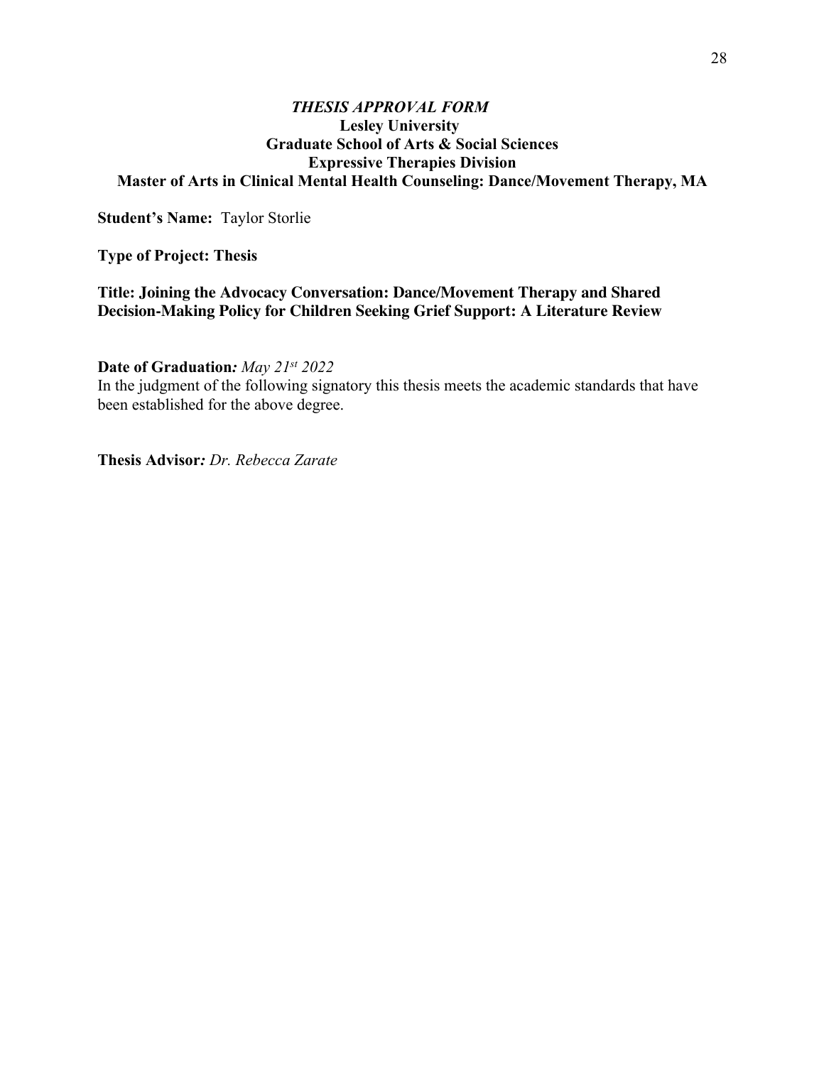***THESIS APPROVAL FORM***

**Lesley University**

**Graduate School of Arts & Social Sciences**

**Expressive Therapies Division**

**Master of Arts in Clinical Mental Health Counseling: Dance/Movement Therapy, MA**

**Student's Name:** Taylor Storlie

**Type of Project: Thesis**

**Title: Joining the Advocacy Conversation: Dance/Movement Therapy and Shared Decision-Making Policy for Children Seeking Grief Support: A Literature Review**

**Date of Graduation*:*** *May 21st 2022*

In the judgment of the following signatory this thesis meets the academic standards that have been established for the above degree.

**Thesis Advisor*:*** *Dr. Rebecca Zarate*